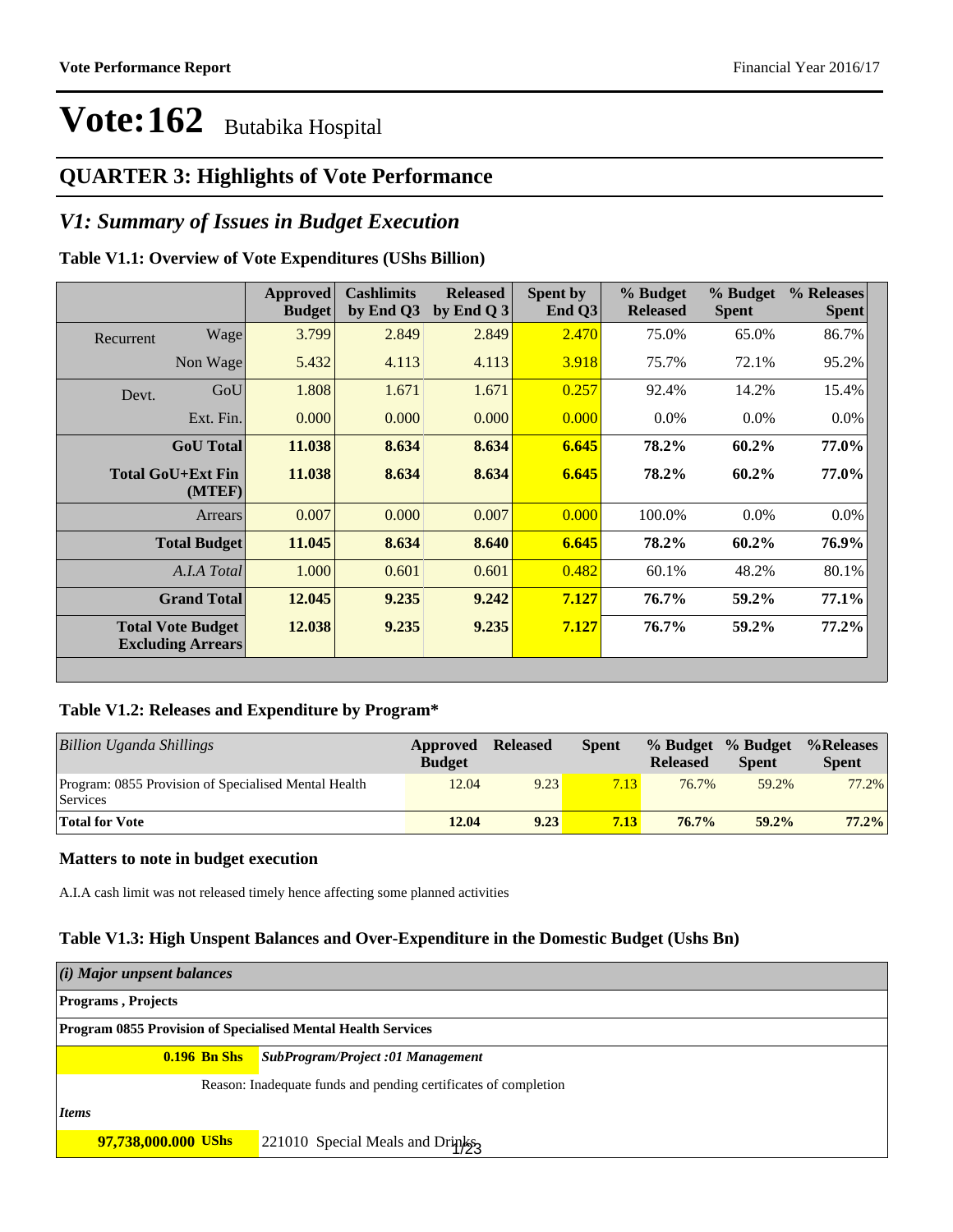# Vote:162 Butabika Hospital

## QUARTER 3: Highlights of Vote Performance

## *V1: Summary of Issues in Budget Execution*

### Table V1.1: Overview of Vote Expenditures (UShs Billion)

| | | Approved Budget | Cashlimits by End Q3 | Released by End Q 3 | Spent by End Q3 | % Budget Released | % Budget Spent | % Releases Spent |
|---|---|---|---|---|---|---|---|---|
| Recurrent | Wage | 3.799 | 2.849 | 2.849 | 2.470 | 75.0% | 65.0% | 86.7% |
| | Non Wage | 5.432 | 4.113 | 4.113 | 3.918 | 75.7% | 72.1% | 95.2% |
| Devt. | GoU | 1.808 | 1.671 | 1.671 | 0.257 | 92.4% | 14.2% | 15.4% |
| | Ext. Fin. | 0.000 | 0.000 | 0.000 | 0.000 | 0.0% | 0.0% | 0.0% |
| | **GoU Total** | **11.038** | **8.634** | **8.634** | **6.645** | **78.2%** | **60.2%** | **77.0%** |
| | **Total GoU+Ext Fin (MTEF)** | **11.038** | **8.634** | **8.634** | **6.645** | **78.2%** | **60.2%** | **77.0%** |
| | Arrears | 0.007 | 0.000 | 0.007 | 0.000 | 100.0% | 0.0% | 0.0% |
| | **Total Budget** | **11.045** | **8.634** | **8.640** | **6.645** | **78.2%** | **60.2%** | **76.9%** |
| | *A.I.A Total* | 1.000 | 0.601 | 0.601 | 0.482 | 60.1% | 48.2% | 80.1% |
| | **Grand Total** | **12.045** | **9.235** | **9.242** | **7.127** | **76.7%** | **59.2%** | **77.1%** |
| | **Total Vote Budget Excluding Arrears** | **12.038** | **9.235** | **9.235** | **7.127** | **76.7%** | **59.2%** | **77.2%** |

### Table V1.2: Releases and Expenditure by Program*

| *Billion Uganda Shillings* | Approved Budget | Released | Spent | % Budget Released | % Budget Spent | %Releases Spent |
|---|---|---|---|---|---|---|
| Program: 0855 Provision of Specialised Mental Health Services | 12.04 | 9.23 | 7.13 | 76.7% | 59.2% | 77.2% |
| **Total for Vote** | **12.04** | **9.23** | **7.13** | **76.7%** | **59.2%** | **77.2%** |

### Matters to note in budget execution

A.I.A cash limit was not released timely hence affecting some planned activities

### Table V1.3: High Unspent Balances and Over-Expenditure in the Domestic Budget (Ushs Bn)

| *(i) Major unpsent balances* | |
|---|---|
| **Programs , Projects** | |
| **Program 0855 Provision of Specialised Mental Health Services** | |
| **0.196 Bn Shs** | ***SubProgram/Project :01 Management*** |
| | Reason: Inadequate funds and pending certificates of completion |
| ***Items*** | |
| **97,738,000.000 UShs** | 221010 Special Meals and Drinks |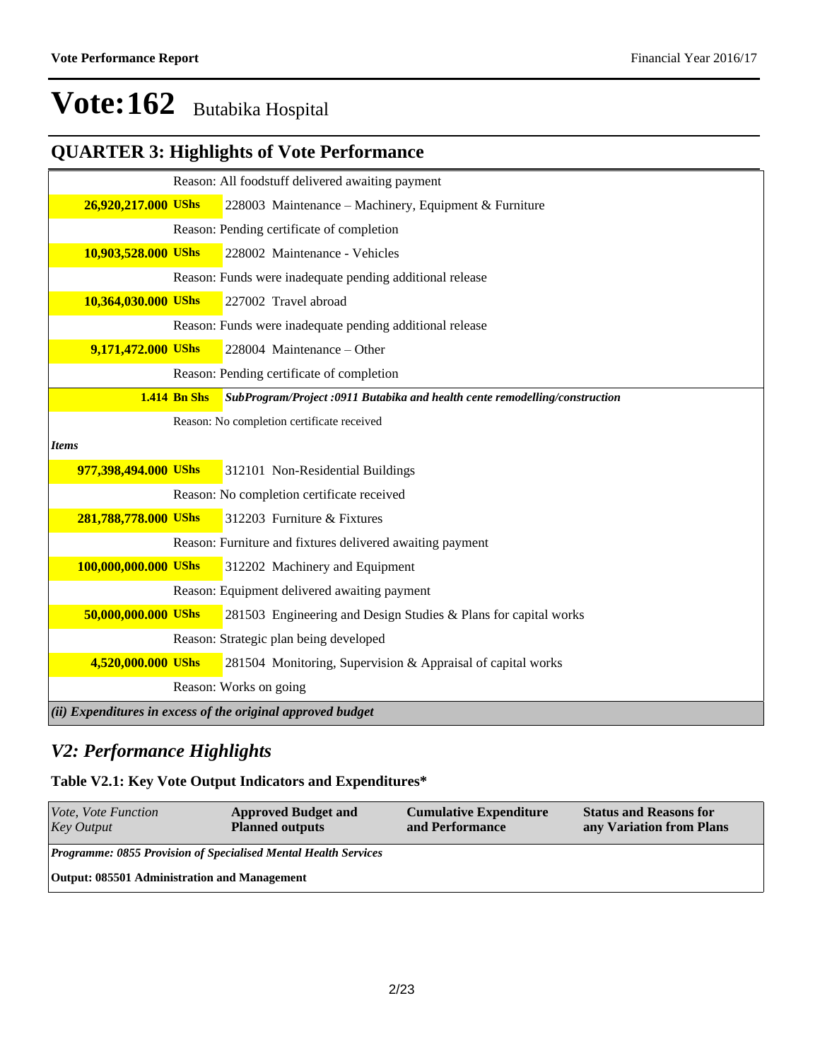# Vote:162 Butabika Hospital

## QUARTER 3: Highlights of Vote Performance

| | |
|---|---|
| | Reason: All foodstuff delivered awaiting payment |
| **26,920,217.000 UShs** | 228003 Maintenance – Machinery, Equipment & Furniture |
| | Reason: Pending certificate of completion |
| **10,903,528.000 UShs** | 228002 Maintenance - Vehicles |
| | Reason: Funds were inadequate pending additional release |
| **10,364,030.000 UShs** | 227002 Travel abroad |
| | Reason: Funds were inadequate pending additional release |
| **9,171,472.000 UShs** | 228004 Maintenance – Other |
| | Reason: Pending certificate of completion |
| **1.414 Bn Shs** | ***SubProgram/Project :0911 Butabika and health cente remodelling/construction*** |
| | Reason: No completion certificate received |
| ***Items*** | |
| **977,398,494.000 UShs** | 312101 Non-Residential Buildings |
| | Reason: No completion certificate received |
| **281,788,778.000 UShs** | 312203 Furniture & Fixtures |
| | Reason: Furniture and fixtures delivered awaiting payment |
| **100,000,000.000 UShs** | 312202 Machinery and Equipment |
| | Reason: Equipment delivered awaiting payment |
| **50,000,000.000 UShs** | 281503 Engineering and Design Studies & Plans for capital works |
| | Reason: Strategic plan being developed |
| **4,520,000.000 UShs** | 281504 Monitoring, Supervision & Appraisal of capital works |
| | Reason: Works on going |
| ***(ii) Expenditures in excess of the original approved budget*** | |

## *V2: Performance Highlights*

### Table V2.1: Key Vote Output Indicators and Expenditures*

| *Vote, Vote Function Key Output* | **Approved Budget and Planned outputs** | **Cumulative Expenditure and Performance** | **Status and Reasons for any Variation from Plans** |
|---|---|---|---|
| ***Programme: 0855 Provision of Specialised Mental Health Services*** | | | |
| **Output: 085501 Administration and Management** | | | |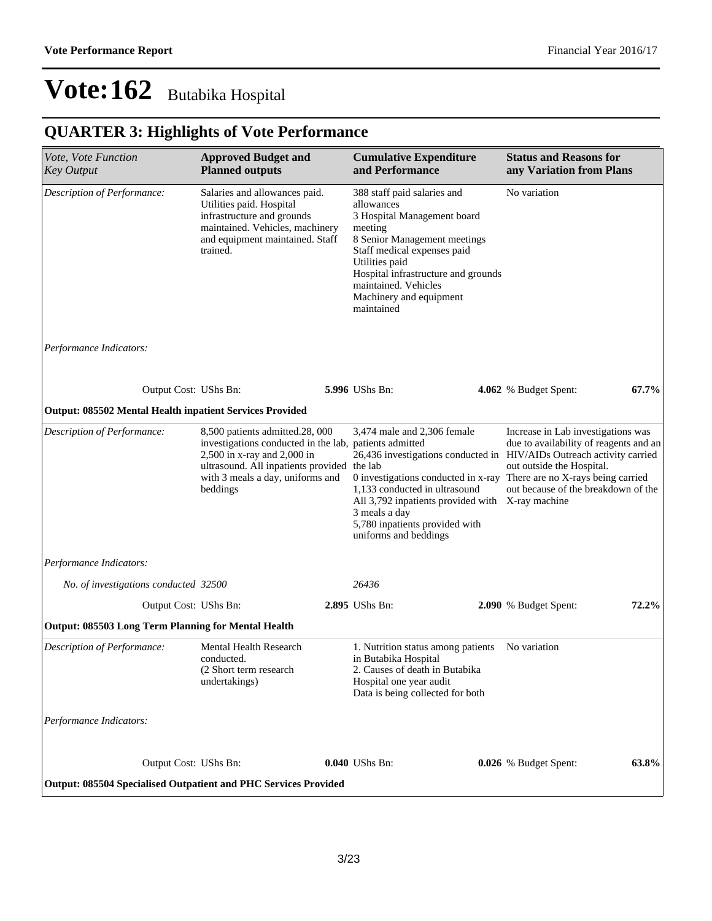# Vote:162 Butabika Hospital

## QUARTER 3: Highlights of Vote Performance

| *Vote, Vote Function Key Output* | **Approved Budget and Planned outputs** | **Cumulative Expenditure and Performance** | **Status and Reasons for any Variation from Plans** |
|---|---|---|---|
| *Description of Performance:* | Salaries and allowances paid. Utilities paid. Hospital infrastructure and grounds maintained. Vehicles, machinery and equipment maintained. Staff trained. | 388 staff paid salaries and allowances<br>3 Hospital Management board meeting<br>8 Senior Management meetings<br>Staff medical expenses paid<br>Utilities paid<br>Hospital infrastructure and grounds maintained. Vehicles<br>Machinery and equipment maintained | No variation |
| *Performance Indicators:* | | | |
| Output Cost: UShs Bn: | **5.996** | UShs Bn: **4.062** | % Budget Spent: **67.7%** |
| **Output: 085502 Mental Health inpatient Services Provided** | | | |
| *Description of Performance:* | 8,500 patients admitted.28, 000 investigations conducted in the lab, 2,500 in x-ray and 2,000 in ultrasound. All inpatients provided with 3 meals a day, uniforms and beddings | 3,474 male and 2,306 female patients admitted<br>26,436 investigations conducted in the lab<br>0 investigations conducted in x-ray<br>1,133 conducted in ultrasound<br>All 3,792 inpatients provided with 3 meals a day<br>5,780 inpatients provided with uniforms and beddings | Increase in Lab investigations was due to availability of reagents and an HIV/AIDs Outreach activity carried out outside the Hospital.<br>There are no X-rays being carried out because of the breakdown of the X-ray machine |
| *Performance Indicators:* | | | |
| *No. of investigations conducted* | *32500* | *26436* | |
| Output Cost: UShs Bn: | **2.895** | UShs Bn: **2.090** | % Budget Spent: **72.2%** |
| **Output: 085503 Long Term Planning for Mental Health** | | | |
| *Description of Performance:* | Mental Health Research conducted.<br>(2 Short term research undertakings) | 1. Nutrition status among patients in Butabika Hospital<br>2. Causes of death in Butabika Hospital one year audit<br>Data is being collected for both | No variation |
| *Performance Indicators:* | | | |
| Output Cost: UShs Bn: | **0.040** | UShs Bn: **0.026** | % Budget Spent: **63.8%** |
| **Output: 085504 Specialised Outpatient and PHC Services Provided** | | | |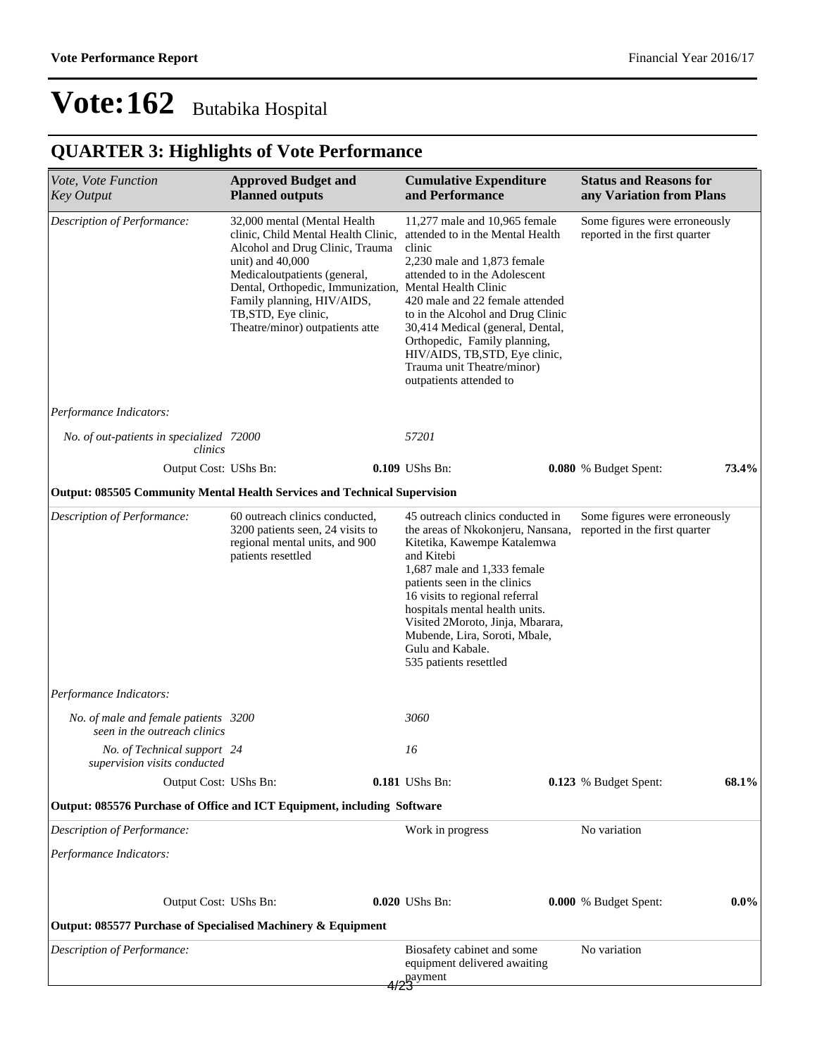# Vote:162 Butabika Hospital

## QUARTER 3: Highlights of Vote Performance

| *Vote, Vote Function Key Output* | **Approved Budget and Planned outputs** | **Cumulative Expenditure and Performance** | **Status and Reasons for any Variation from Plans** |
|---|---|---|---|
| *Description of Performance:* | 32,000 mental (Mental Health clinic, Child Mental Health Clinic, Alcohol and Drug Clinic, Trauma unit) and 40,000 Medicaloutpatients (general, Dental, Orthopedic, Immunization, Family planning, HIV/AIDS, TB,STD, Eye clinic, Theatre/minor) outpatients atte | 11,277 male and 10,965 female attended to in the Mental Health clinic<br>2,230 male and 1,873 female attended to in the Adolescent Mental Health Clinic<br>420 male and 22 female attended to in the Alcohol and Drug Clinic<br>30,414 Medical (general, Dental, Orthopedic, Family planning, HIV/AIDS, TB,STD, Eye clinic, Trauma unit Theatre/minor) outpatients attended to | Some figures were erroneously reported in the first quarter |
| *Performance Indicators:* | | | |
| *No. of out-patients in specialized clinics* | *72000* | *57201* | |
| Output Cost: UShs Bn: | **0.109** | UShs Bn: **0.080** | % Budget Spent: **73.4%** |
| **Output: 085505 Community Mental Health Services and Technical Supervision** | | | |
| *Description of Performance:* | 60 outreach clinics conducted, 3200 patients seen, 24 visits to regional mental units, and 900 patients resettled | 45 outreach clinics conducted in the areas of Nkokonjeru, Nansana, Kitetika, Kawempe Katalemwa and Kitebi<br>1,687 male and 1,333 female patients seen in the clinics<br>16 visits to regional referral hospitals mental health units. Visited 2Moroto, Jinja, Mbarara, Mubende, Lira, Soroti, Mbale, Gulu and Kabale.<br>535 patients resettled | Some figures were erroneously reported in the first quarter |
| *Performance Indicators:* | | | |
| *No. of male and female patients seen in the outreach clinics* | *3200* | *3060* | |
| *No. of Technical support supervision visits conducted* | *24* | *16* | |
| Output Cost: UShs Bn: | **0.181** | UShs Bn: **0.123** | % Budget Spent: **68.1%** |
| **Output: 085576 Purchase of Office and ICT Equipment, including Software** | | | |
| *Description of Performance:* | | Work in progress | No variation |
| *Performance Indicators:* | | | |
| Output Cost: UShs Bn: | **0.020** | UShs Bn: **0.000** | % Budget Spent: **0.0%** |
| **Output: 085577 Purchase of Specialised Machinery & Equipment** | | | |
| *Description of Performance:* | | Biosafety cabinet and some equipment delivered awaiting payment | No variation |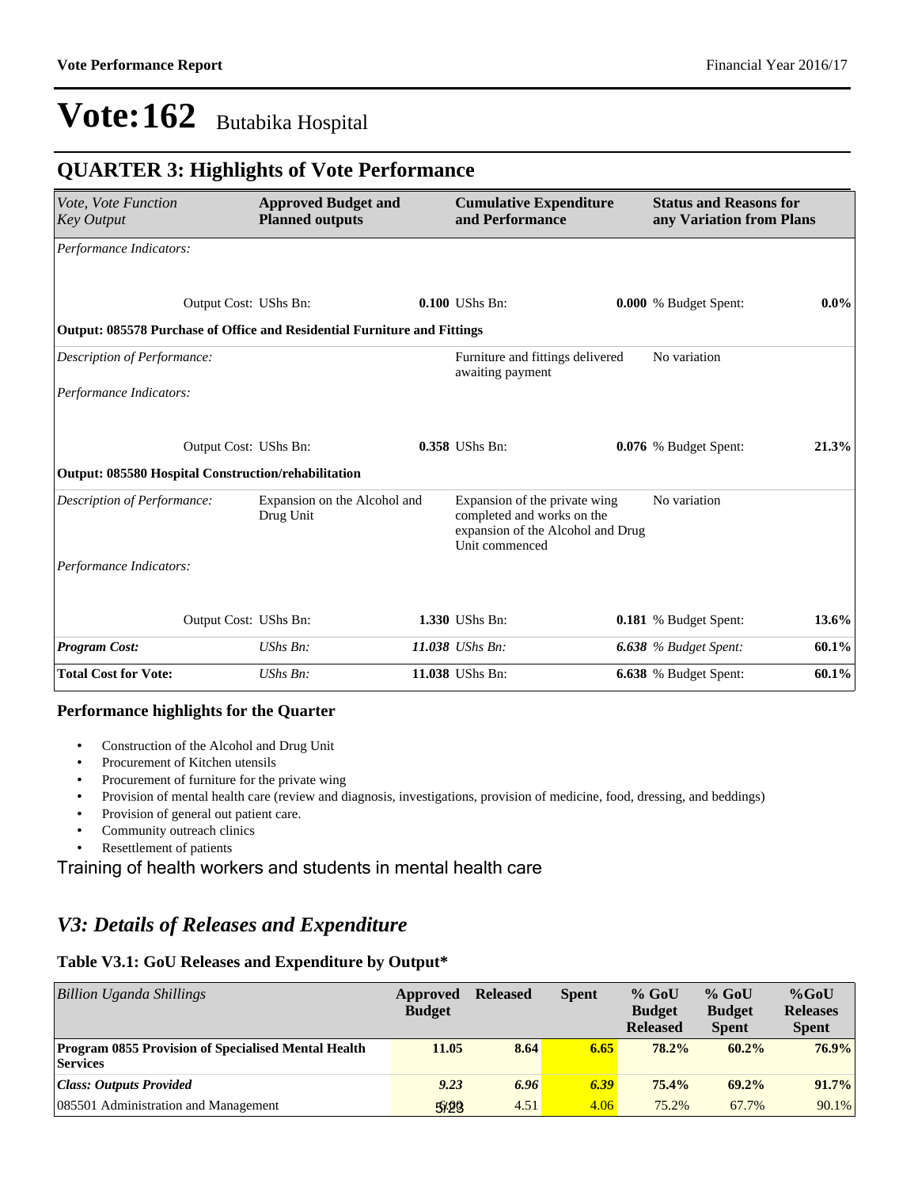# Vote:162 Butabika Hospital

## QUARTER 3: Highlights of Vote Performance

| *Vote, Vote Function Key Output* | **Approved Budget and Planned outputs** | | **Cumulative Expenditure and Performance** | | **Status and Reasons for any Variation from Plans** | |
|---|---|---|---|---|---|---|
| *Performance Indicators:* | | | | | | |
| | Output Cost: UShs Bn: | **0.100** | UShs Bn: | **0.000** | % Budget Spent: | **0.0%** |
| **Output: 085578 Purchase of Office and Residential Furniture and Fittings** | | | | | | |
| *Description of Performance:* | | | Furniture and fittings delivered awaiting payment | | No variation | |
| *Performance Indicators:* | | | | | | |
| | Output Cost: UShs Bn: | **0.358** | UShs Bn: | **0.076** | % Budget Spent: | **21.3%** |
| **Output: 085580 Hospital Construction/rehabilitation** | | | | | | |
| *Description of Performance:* | Expansion on the Alcohol and Drug Unit | | Expansion of the private wing completed and works on the expansion of the Alcohol and Drug Unit commenced | | No variation | |
| *Performance Indicators:* | | | | | | |
| | Output Cost: UShs Bn: | **1.330** | UShs Bn: | **0.181** | % Budget Spent: | **13.6%** |
| ***Program Cost:*** | *UShs Bn:* | ***11.038*** | *UShs Bn:* | ***6.638*** | *% Budget Spent:* | **60.1%** |
| **Total Cost for Vote:** | *UShs Bn:* | **11.038** | UShs Bn: | **6.638** | % Budget Spent: | **60.1%** |

### Performance highlights for the Quarter

- Construction of the Alcohol and Drug Unit
- Procurement of Kitchen utensils
- Procurement of furniture for the private wing
- Provision of mental health care (review and diagnosis, investigations, provision of medicine, food, dressing, and beddings)
- Provision of general out patient care.
- Community outreach clinics
- Resettlement of patients

Training of health workers and students in mental health care

## *V3: Details of Releases and Expenditure*

### Table V3.1: GoU Releases and Expenditure by Output*

| *Billion Uganda Shillings* | **Approved Budget** | **Released** | **Spent** | **% GoU Budget Released** | **% GoU Budget Spent** | **%GoU Releases Spent** |
|---|---|---|---|---|---|---|
| **Program 0855 Provision of Specialised Mental Health Services** | **11.05** | **8.64** | **6.65** | **78.2%** | **60.2%** | **76.9%** |
| ***Class: Outputs Provided*** | ***9.23*** | ***6.96*** | ***6.39*** | **75.4%** | **69.2%** | **91.7%** |
| 085501 Administration and Management | 6.00 | 4.51 | 4.06 | 75.2% | 67.7% | 90.1% |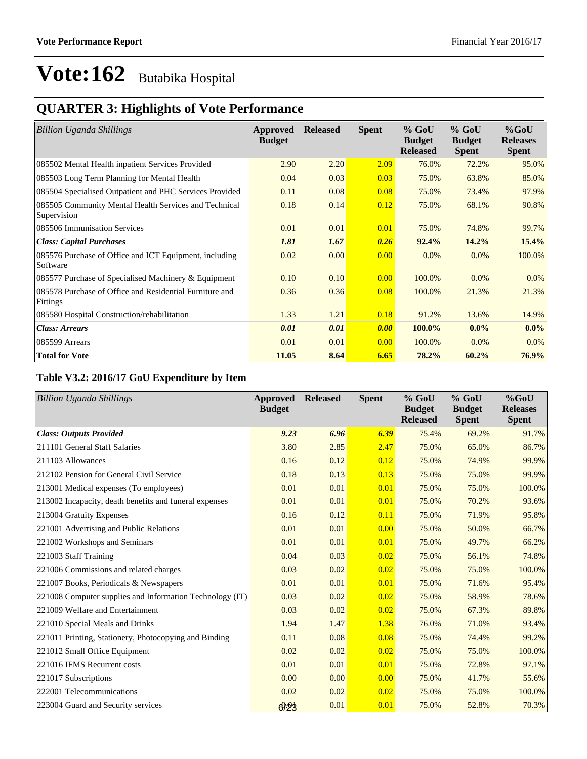# Vote:162 Butabika Hospital

## QUARTER 3: Highlights of Vote Performance

| *Billion Uganda Shillings* | Approved Budget | Released | Spent | % GoU Budget Released | % GoU Budget Spent | %GoU Releases Spent |
|---|---|---|---|---|---|---|
| 085502 Mental Health inpatient Services Provided | 2.90 | 2.20 | 2.09 | 76.0% | 72.2% | 95.0% |
| 085503 Long Term Planning for Mental Health | 0.04 | 0.03 | 0.03 | 75.0% | 63.8% | 85.0% |
| 085504 Specialised Outpatient and PHC Services Provided | 0.11 | 0.08 | 0.08 | 75.0% | 73.4% | 97.9% |
| 085505 Community Mental Health Services and Technical Supervision | 0.18 | 0.14 | 0.12 | 75.0% | 68.1% | 90.8% |
| 085506 Immunisation Services | 0.01 | 0.01 | 0.01 | 75.0% | 74.8% | 99.7% |
| ***Class: Capital Purchases*** | ***1.81*** | ***1.67*** | ***0.26*** | **92.4%** | **14.2%** | **15.4%** |
| 085576 Purchase of Office and ICT Equipment, including Software | 0.02 | 0.00 | 0.00 | 0.0% | 0.0% | 100.0% |
| 085577 Purchase of Specialised Machinery & Equipment | 0.10 | 0.10 | 0.00 | 100.0% | 0.0% | 0.0% |
| 085578 Purchase of Office and Residential Furniture and Fittings | 0.36 | 0.36 | 0.08 | 100.0% | 21.3% | 21.3% |
| 085580 Hospital Construction/rehabilitation | 1.33 | 1.21 | 0.18 | 91.2% | 13.6% | 14.9% |
| ***Class: Arrears*** | ***0.01*** | ***0.01*** | ***0.00*** | **100.0%** | **0.0%** | **0.0%** |
| 085599 Arrears | 0.01 | 0.01 | 0.00 | 100.0% | 0.0% | 0.0% |
| **Total for Vote** | **11.05** | **8.64** | **6.65** | **78.2%** | **60.2%** | **76.9%** |

### Table V3.2: 2016/17 GoU Expenditure by Item

| *Billion Uganda Shillings* | Approved Budget | Released | Spent | % GoU Budget Released | % GoU Budget Spent | %GoU Releases Spent |
|---|---|---|---|---|---|---|
| ***Class: Outputs Provided*** | ***9.23*** | ***6.96*** | ***6.39*** | 75.4% | 69.2% | 91.7% |
| 211101 General Staff Salaries | 3.80 | 2.85 | 2.47 | 75.0% | 65.0% | 86.7% |
| 211103 Allowances | 0.16 | 0.12 | 0.12 | 75.0% | 74.9% | 99.9% |
| 212102 Pension for General Civil Service | 0.18 | 0.13 | 0.13 | 75.0% | 75.0% | 99.9% |
| 213001 Medical expenses (To employees) | 0.01 | 0.01 | 0.01 | 75.0% | 75.0% | 100.0% |
| 213002 Incapacity, death benefits and funeral expenses | 0.01 | 0.01 | 0.01 | 75.0% | 70.2% | 93.6% |
| 213004 Gratuity Expenses | 0.16 | 0.12 | 0.11 | 75.0% | 71.9% | 95.8% |
| 221001 Advertising and Public Relations | 0.01 | 0.01 | 0.00 | 75.0% | 50.0% | 66.7% |
| 221002 Workshops and Seminars | 0.01 | 0.01 | 0.01 | 75.0% | 49.7% | 66.2% |
| 221003 Staff Training | 0.04 | 0.03 | 0.02 | 75.0% | 56.1% | 74.8% |
| 221006 Commissions and related charges | 0.03 | 0.02 | 0.02 | 75.0% | 75.0% | 100.0% |
| 221007 Books, Periodicals & Newspapers | 0.01 | 0.01 | 0.01 | 75.0% | 71.6% | 95.4% |
| 221008 Computer supplies and Information Technology (IT) | 0.03 | 0.02 | 0.02 | 75.0% | 58.9% | 78.6% |
| 221009 Welfare and Entertainment | 0.03 | 0.02 | 0.02 | 75.0% | 67.3% | 89.8% |
| 221010 Special Meals and Drinks | 1.94 | 1.47 | 1.38 | 76.0% | 71.0% | 93.4% |
| 221011 Printing, Stationery, Photocopying and Binding | 0.11 | 0.08 | 0.08 | 75.0% | 74.4% | 99.2% |
| 221012 Small Office Equipment | 0.02 | 0.02 | 0.02 | 75.0% | 75.0% | 100.0% |
| 221016 IFMS Recurrent costs | 0.01 | 0.01 | 0.01 | 75.0% | 72.8% | 97.1% |
| 221017 Subscriptions | 0.00 | 0.00 | 0.00 | 75.0% | 41.7% | 55.6% |
| 222001 Telecommunications | 0.02 | 0.02 | 0.02 | 75.0% | 75.0% | 100.0% |
| 223004 Guard and Security services | 0.01 | 0.01 | 0.01 | 75.0% | 52.8% | 70.3% |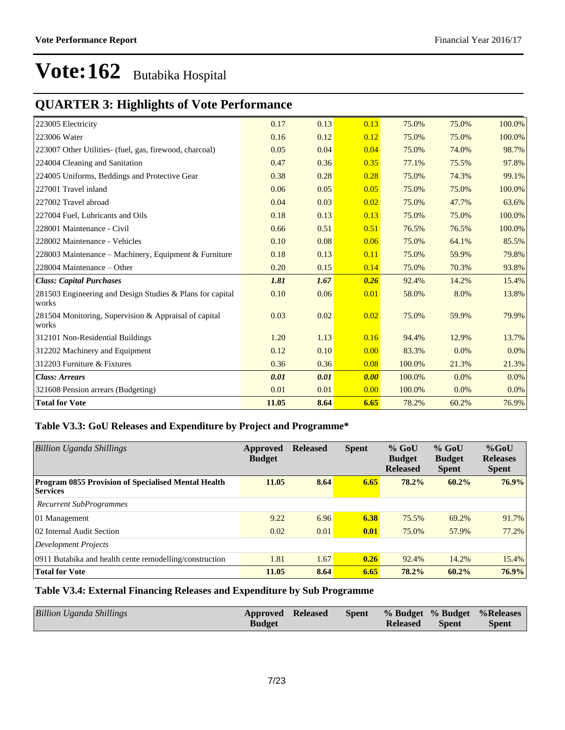# Vote:162 Butabika Hospital

## QUARTER 3: Highlights of Vote Performance

| | | | | | | |
|---|---|---|---|---|---|---|
| 223005 Electricity | 0.17 | 0.13 | 0.13 | 75.0% | 75.0% | 100.0% |
| 223006 Water | 0.16 | 0.12 | 0.12 | 75.0% | 75.0% | 100.0% |
| 223007 Other Utilities- (fuel, gas, firewood, charcoal) | 0.05 | 0.04 | 0.04 | 75.0% | 74.0% | 98.7% |
| 224004 Cleaning and Sanitation | 0.47 | 0.36 | 0.35 | 77.1% | 75.5% | 97.8% |
| 224005 Uniforms, Beddings and Protective Gear | 0.38 | 0.28 | 0.28 | 75.0% | 74.3% | 99.1% |
| 227001 Travel inland | 0.06 | 0.05 | 0.05 | 75.0% | 75.0% | 100.0% |
| 227002 Travel abroad | 0.04 | 0.03 | 0.02 | 75.0% | 47.7% | 63.6% |
| 227004 Fuel, Lubricants and Oils | 0.18 | 0.13 | 0.13 | 75.0% | 75.0% | 100.0% |
| 228001 Maintenance - Civil | 0.66 | 0.51 | 0.51 | 76.5% | 76.5% | 100.0% |
| 228002 Maintenance - Vehicles | 0.10 | 0.08 | 0.06 | 75.0% | 64.1% | 85.5% |
| 228003 Maintenance – Machinery, Equipment & Furniture | 0.18 | 0.13 | 0.11 | 75.0% | 59.9% | 79.8% |
| 228004 Maintenance – Other | 0.20 | 0.15 | 0.14 | 75.0% | 70.3% | 93.8% |
| ***Class: Capital Purchases*** | ***1.81*** | ***1.67*** | ***0.26*** | 92.4% | 14.2% | 15.4% |
| 281503 Engineering and Design Studies & Plans for capital works | 0.10 | 0.06 | 0.01 | 58.0% | 8.0% | 13.8% |
| 281504 Monitoring, Supervision & Appraisal of capital works | 0.03 | 0.02 | 0.02 | 75.0% | 59.9% | 79.9% |
| 312101 Non-Residential Buildings | 1.20 | 1.13 | 0.16 | 94.4% | 12.9% | 13.7% |
| 312202 Machinery and Equipment | 0.12 | 0.10 | 0.00 | 83.3% | 0.0% | 0.0% |
| 312203 Furniture & Fixtures | 0.36 | 0.36 | 0.08 | 100.0% | 21.3% | 21.3% |
| ***Class: Arrears*** | ***0.01*** | ***0.01*** | ***0.00*** | 100.0% | 0.0% | 0.0% |
| 321608 Pension arrears (Budgeting) | 0.01 | 0.01 | 0.00 | 100.0% | 0.0% | 0.0% |
| **Total for Vote** | **11.05** | **8.64** | **6.65** | 78.2% | 60.2% | 76.9% |

### Table V3.3: GoU Releases and Expenditure by Project and Programme*

| *Billion Uganda Shillings* | **Approved Budget** | **Released** | **Spent** | **% GoU Budget Released** | **% GoU Budget Spent** | **%GoU Releases Spent** |
|---|---|---|---|---|---|---|
| **Program 0855 Provision of Specialised Mental Health Services** | **11.05** | **8.64** | **6.65** | **78.2%** | **60.2%** | **76.9%** |
| *Recurrent SubProgrammes* | | | | | | |
| 01 Management | 9.22 | 6.96 | **6.38** | 75.5% | 69.2% | 91.7% |
| 02 Internal Audit Section | 0.02 | 0.01 | **0.01** | 75.0% | 57.9% | 77.2% |
| *Development Projects* | | | | | | |
| 0911 Butabika and health cente remodelling/construction | 1.81 | 1.67 | **0.26** | 92.4% | 14.2% | 15.4% |
| **Total for Vote** | **11.05** | **8.64** | **6.65** | **78.2%** | **60.2%** | **76.9%** |

### Table V3.4: External Financing Releases and Expenditure by Sub Programme

| *Billion Uganda Shillings* | **Approved Budget** | **Released** | **Spent** | **% Budget Released** | **% Budget Spent** | **%Releases Spent** |
|---|---|---|---|---|---|---|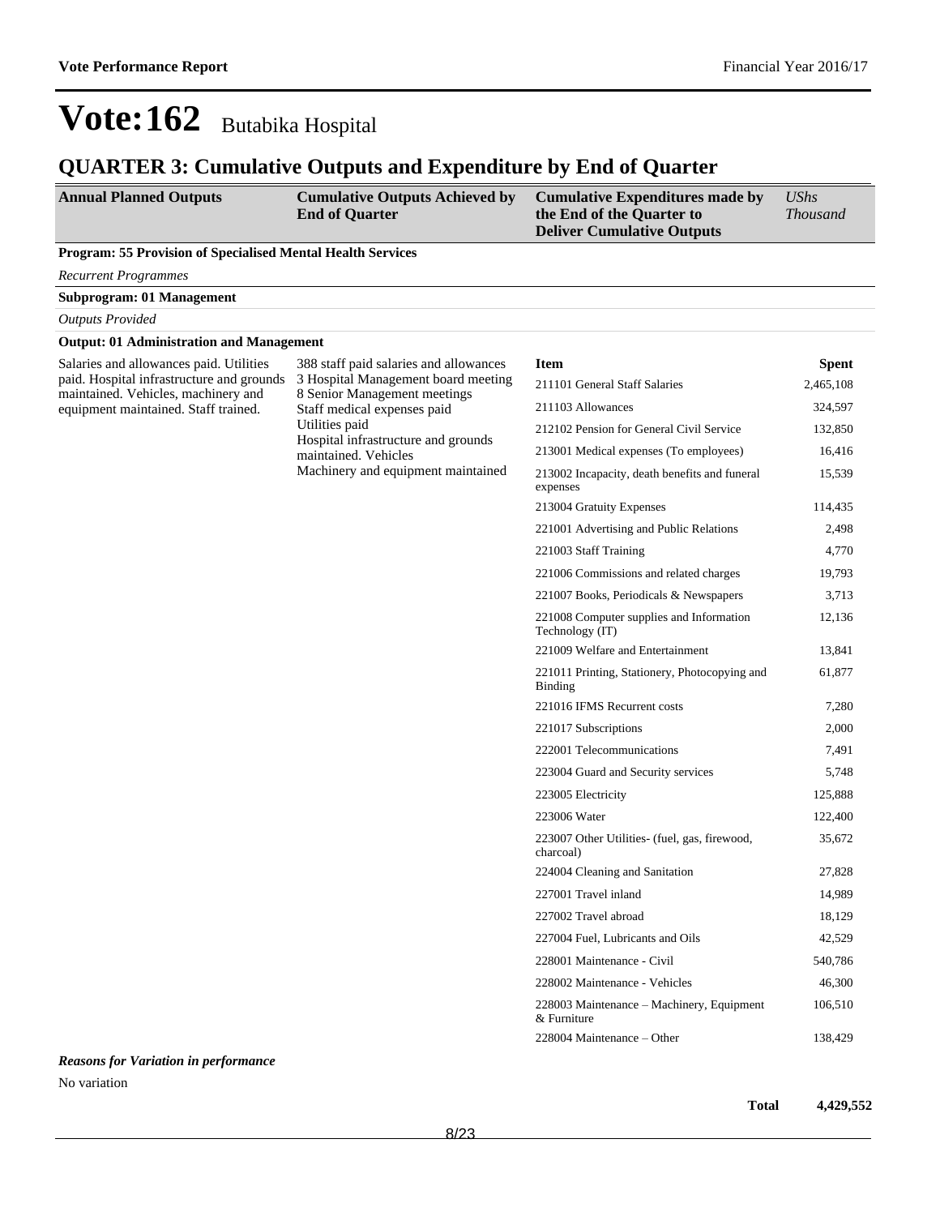# Vote:162 Butabika Hospital

## QUARTER 3: Cumulative Outputs and Expenditure by End of Quarter

| Annual Planned Outputs | Cumulative Outputs Achieved by End of Quarter | Cumulative Expenditures made by the End of the Quarter to Deliver Cumulative Outputs | *UShs Thousand* |
|---|---|---|---|
| **Program: 55 Provision of Specialised Mental Health Services** | | | |
| *Recurrent Programmes* | | | |
| **Subprogram: 01 Management** | | | |
| *Outputs Provided* | | | |
| **Output: 01 Administration and Management** | | | |
| Salaries and allowances paid. Utilities paid. Hospital infrastructure and grounds maintained. Vehicles, machinery and equipment maintained. Staff trained. | 388 staff paid salaries and allowances<br>3 Hospital Management board meeting<br>8 Senior Management meetings<br>Staff medical expenses paid<br>Utilities paid<br>Hospital infrastructure and grounds maintained. Vehicles<br>Machinery and equipment maintained | **Item** | **Spent** |
| | | 211101 General Staff Salaries | 2,465,108 |
| | | 211103 Allowances | 324,597 |
| | | 212102 Pension for General Civil Service | 132,850 |
| | | 213001 Medical expenses (To employees) | 16,416 |
| | | 213002 Incapacity, death benefits and funeral expenses | 15,539 |
| | | 213004 Gratuity Expenses | 114,435 |
| | | 221001 Advertising and Public Relations | 2,498 |
| | | 221003 Staff Training | 4,770 |
| | | 221006 Commissions and related charges | 19,793 |
| | | 221007 Books, Periodicals & Newspapers | 3,713 |
| | | 221008 Computer supplies and Information Technology (IT) | 12,136 |
| | | 221009 Welfare and Entertainment | 13,841 |
| | | 221011 Printing, Stationery, Photocopying and Binding | 61,877 |
| | | 221016 IFMS Recurrent costs | 7,280 |
| | | 221017 Subscriptions | 2,000 |
| | | 222001 Telecommunications | 7,491 |
| | | 223004 Guard and Security services | 5,748 |
| | | 223005 Electricity | 125,888 |
| | | 223006 Water | 122,400 |
| | | 223007 Other Utilities- (fuel, gas, firewood, charcoal) | 35,672 |
| | | 224004 Cleaning and Sanitation | 27,828 |
| | | 227001 Travel inland | 14,989 |
| | | 227002 Travel abroad | 18,129 |
| | | 227004 Fuel, Lubricants and Oils | 42,529 |
| | | 228001 Maintenance - Civil | 540,786 |
| | | 228002 Maintenance - Vehicles | 46,300 |
| | | 228003 Maintenance – Machinery, Equipment & Furniture | 106,510 |
| | | 228004 Maintenance – Other | 138,429 |

***Reasons for Variation in performance***

No variation

| | |
|---|---|
| **Total** | **4,429,552** |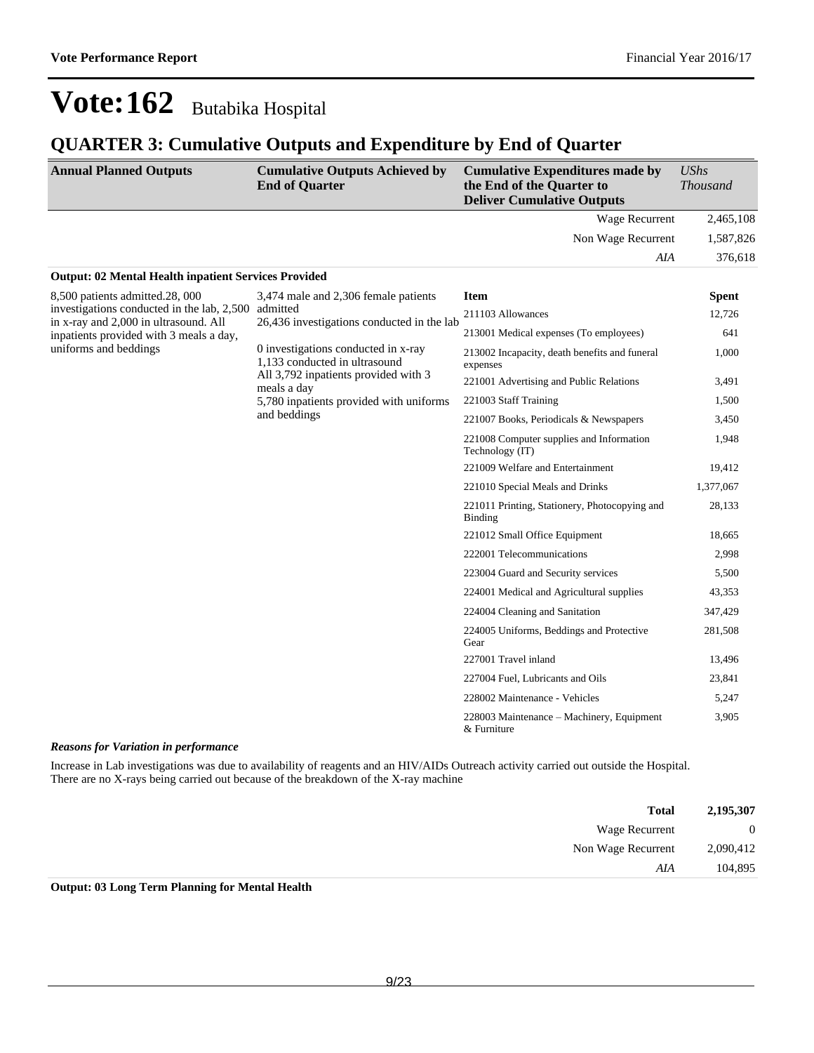# Vote:162 Butabika Hospital

## QUARTER 3: Cumulative Outputs and Expenditure by End of Quarter

| Annual Planned Outputs | Cumulative Outputs Achieved by End of Quarter | Cumulative Expenditures made by the End of the Quarter to Deliver Cumulative Outputs | *UShs Thousand* |
|---|---|---|---|
| | | Wage Recurrent | 2,465,108 |
| | | Non Wage Recurrent | 1,587,826 |
| | | *AIA* | 376,618 |

**Output: 02 Mental Health inpatient Services Provided**

| Annual Planned Outputs | Cumulative Outputs Achieved by End of Quarter | Item | Spent |
|---|---|---|---|
| 8,500 patients admitted.28, 000 investigations conducted in the lab, 2,500 in x-ray and 2,000 in ultrasound. All inpatients provided with 3 meals a day, uniforms and beddings | 3,474 male and 2,306 female patients admitted<br>26,436 investigations conducted in the lab<br><br>0 investigations conducted in x-ray<br>1,133 conducted in ultrasound<br>All 3,792 inpatients provided with 3 meals a day<br>5,780 inpatients provided with uniforms and beddings | 211103 Allowances | 12,726 |
| | | 213001 Medical expenses (To employees) | 641 |
| | | 213002 Incapacity, death benefits and funeral expenses | 1,000 |
| | | 221001 Advertising and Public Relations | 3,491 |
| | | 221003 Staff Training | 1,500 |
| | | 221007 Books, Periodicals & Newspapers | 3,450 |
| | | 221008 Computer supplies and Information Technology (IT) | 1,948 |
| | | 221009 Welfare and Entertainment | 19,412 |
| | | 221010 Special Meals and Drinks | 1,377,067 |
| | | 221011 Printing, Stationery, Photocopying and Binding | 28,133 |
| | | 221012 Small Office Equipment | 18,665 |
| | | 222001 Telecommunications | 2,998 |
| | | 223004 Guard and Security services | 5,500 |
| | | 224001 Medical and Agricultural supplies | 43,353 |
| | | 224004 Cleaning and Sanitation | 347,429 |
| | | 224005 Uniforms, Beddings and Protective Gear | 281,508 |
| | | 227001 Travel inland | 13,496 |
| | | 227004 Fuel, Lubricants and Oils | 23,841 |
| | | 228002 Maintenance - Vehicles | 5,247 |
| | | 228003 Maintenance – Machinery, Equipment & Furniture | 3,905 |

***Reasons for Variation in performance***

Increase in Lab investigations was due to availability of reagents and an HIV/AIDs Outreach activity carried out outside the Hospital.
There are no X-rays being carried out because of the breakdown of the X-ray machine

| | |
|---|---|
| **Total** | **2,195,307** |
| Wage Recurrent | 0 |
| Non Wage Recurrent | 2,090,412 |
| *AIA* | 104,895 |

**Output: 03 Long Term Planning for Mental Health**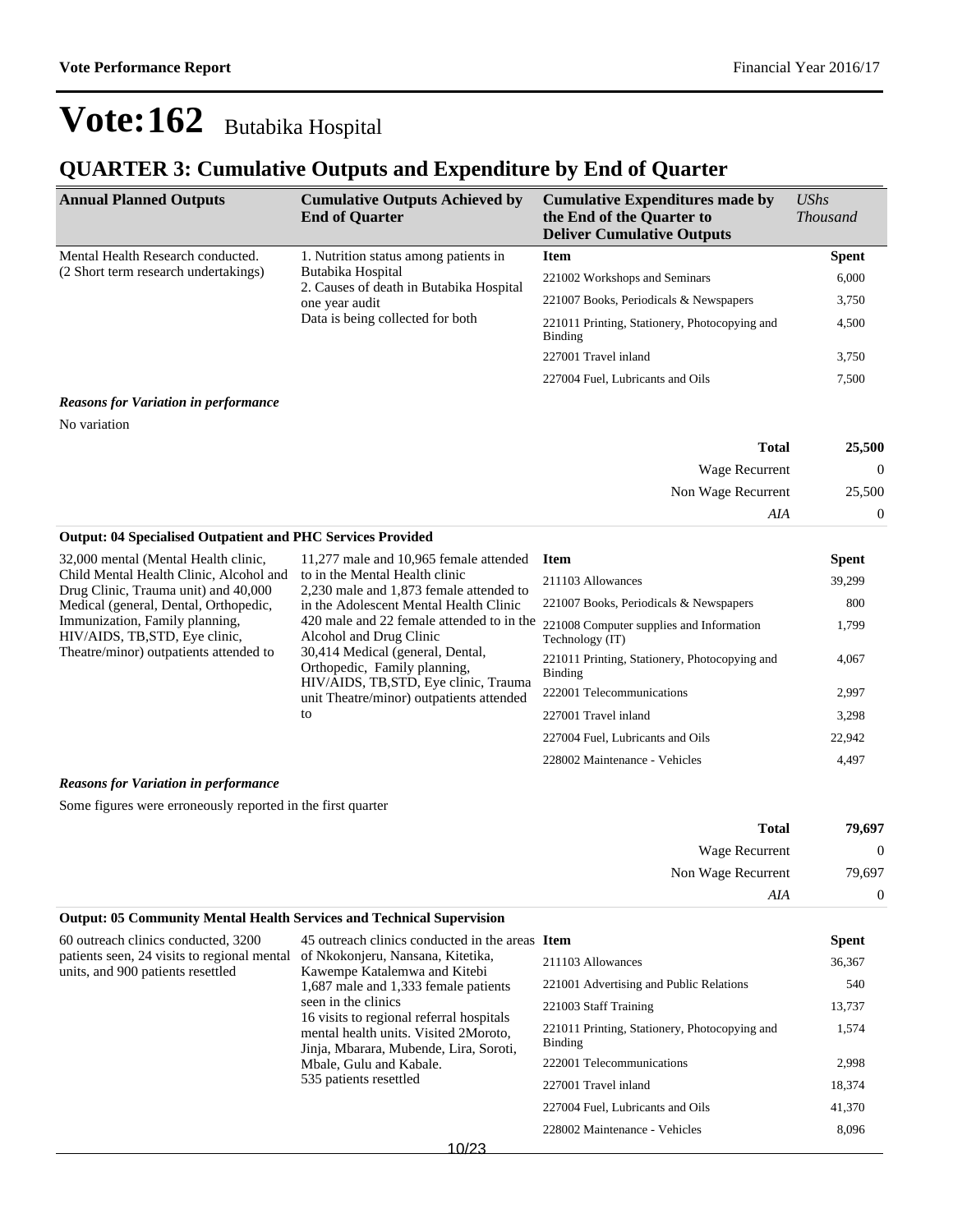# Vote:162 Butabika Hospital

## QUARTER 3: Cumulative Outputs and Expenditure by End of Quarter

| Annual Planned Outputs | Cumulative Outputs Achieved by End of Quarter | Cumulative Expenditures made by the End of the Quarter to Deliver Cumulative Outputs | UShs Thousand |
|---|---|---|---|
| Mental Health Research conducted. (2 Short term research undertakings) | 1. Nutrition status among patients in Butabika Hospital<br>2. Causes of death in Butabika Hospital one year audit<br>Data is being collected for both | **Item** | **Spent** |
| | | 221002 Workshops and Seminars | 6,000 |
| | | 221007 Books, Periodicals & Newspapers | 3,750 |
| | | 221011 Printing, Stationery, Photocopying and Binding | 4,500 |
| | | 227001 Travel inland | 3,750 |
| | | 227004 Fuel, Lubricants and Oils | 7,500 |

***Reasons for Variation in performance***

No variation

| | |
|---|---|
| **Total** | **25,500** |
| Wage Recurrent | 0 |
| Non Wage Recurrent | 25,500 |
| *AIA* | 0 |

**Output: 04 Specialised Outpatient and PHC Services Provided**

| Annual Planned Outputs | Cumulative Outputs Achieved by End of Quarter | Item | Spent |
|---|---|---|---|
| 32,000 mental (Mental Health clinic, Child Mental Health Clinic, Alcohol and Drug Clinic, Trauma unit) and 40,000 Medical (general, Dental, Orthopedic, Immunization, Family planning, HIV/AIDS, TB,STD, Eye clinic, Theatre/minor) outpatients attended to | 11,277 male and 10,965 female attended to in the Mental Health clinic<br>2,230 male and 1,873 female attended to in the Adolescent Mental Health Clinic<br>420 male and 22 female attended to in the Alcohol and Drug Clinic<br>30,414 Medical (general, Dental, Orthopedic, Family planning, HIV/AIDS, TB,STD, Eye clinic, Trauma unit Theatre/minor) outpatients attended to | 211103 Allowances | 39,299 |
| | | 221007 Books, Periodicals & Newspapers | 800 |
| | | 221008 Computer supplies and Information Technology (IT) | 1,799 |
| | | 221011 Printing, Stationery, Photocopying and Binding | 4,067 |
| | | 222001 Telecommunications | 2,997 |
| | | 227001 Travel inland | 3,298 |
| | | 227004 Fuel, Lubricants and Oils | 22,942 |
| | | 228002 Maintenance - Vehicles | 4,497 |

***Reasons for Variation in performance***

Some figures were erroneously reported in the first quarter

| | |
|---|---|
| **Total** | **79,697** |
| Wage Recurrent | 0 |
| Non Wage Recurrent | 79,697 |
| *AIA* | 0 |

**Output: 05 Community Mental Health Services and Technical Supervision**

| Annual Planned Outputs | Cumulative Outputs Achieved by End of Quarter | Item | Spent |
|---|---|---|---|
| 60 outreach clinics conducted, 3200 patients seen, 24 visits to regional mental units, and 900 patients resettled | 45 outreach clinics conducted in the areas of Nkokonjeru, Nansana, Kitetika, Kawempe Katalemwa and Kitebi<br>1,687 male and 1,333 female patients seen in the clinics<br>16 visits to regional referral hospitals mental health units. Visited 2Moroto, Jinja, Mbarara, Mubende, Lira, Soroti, Mbale, Gulu and Kabale.<br>535 patients resettled | 211103 Allowances | 36,367 |
| | | 221001 Advertising and Public Relations | 540 |
| | | 221003 Staff Training | 13,737 |
| | | 221011 Printing, Stationery, Photocopying and Binding | 1,574 |
| | | 222001 Telecommunications | 2,998 |
| | | 227001 Travel inland | 18,374 |
| | | 227004 Fuel, Lubricants and Oils | 41,370 |
| | | 228002 Maintenance - Vehicles | 8,096 |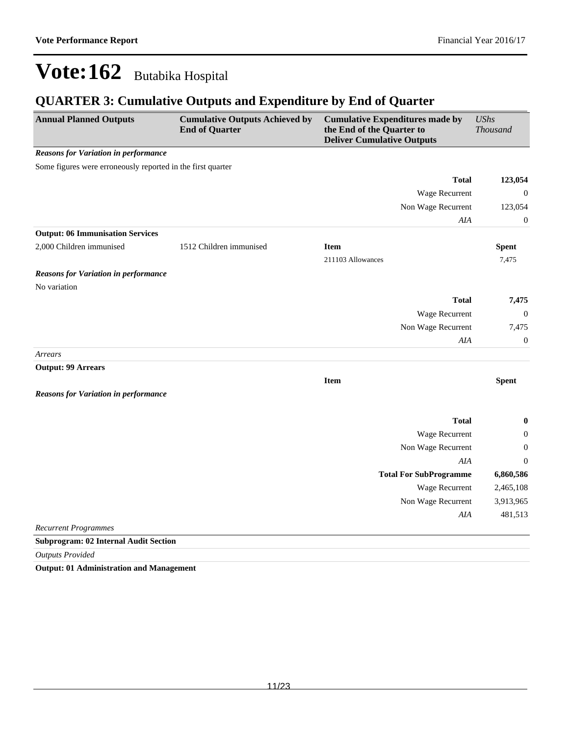# Vote:162 Butabika Hospital

## QUARTER 3: Cumulative Outputs and Expenditure by End of Quarter

| Annual Planned Outputs | Cumulative Outputs Achieved by End of Quarter | Cumulative Expenditures made by the End of the Quarter to Deliver Cumulative Outputs | *UShs Thousand* |
|---|---|---|---|
| ***Reasons for Variation in performance*** | | | |
| Some figures were erroneously reported in the first quarter | | | |
| | | **Total** | **123,054** |
| | | Wage Recurrent | 0 |
| | | Non Wage Recurrent | 123,054 |
| | | *AIA* | 0 |
| **Output: 06 Immunisation Services** | | | |
| 2,000 Children immunised | 1512 Children immunised | **Item** | **Spent** |
| | | 211103 Allowances | 7,475 |
| ***Reasons for Variation in performance*** | | | |
| No variation | | | |
| | | **Total** | **7,475** |
| | | Wage Recurrent | 0 |
| | | Non Wage Recurrent | 7,475 |
| | | *AIA* | 0 |
| *Arrears* | | | |
| **Output: 99 Arrears** | | | |
| | | **Item** | **Spent** |
| ***Reasons for Variation in performance*** | | | |
| | | **Total** | **0** |
| | | Wage Recurrent | 0 |
| | | Non Wage Recurrent | 0 |
| | | *AIA* | 0 |
| | | **Total For SubProgramme** | **6,860,586** |
| | | Wage Recurrent | 2,465,108 |
| | | Non Wage Recurrent | 3,913,965 |
| | | *AIA* | 481,513 |
| *Recurrent Programmes* | | | |
| **Subprogram: 02 Internal Audit Section** | | | |
| *Outputs Provided* | | | |
| **Output: 01 Administration and Management** | | | |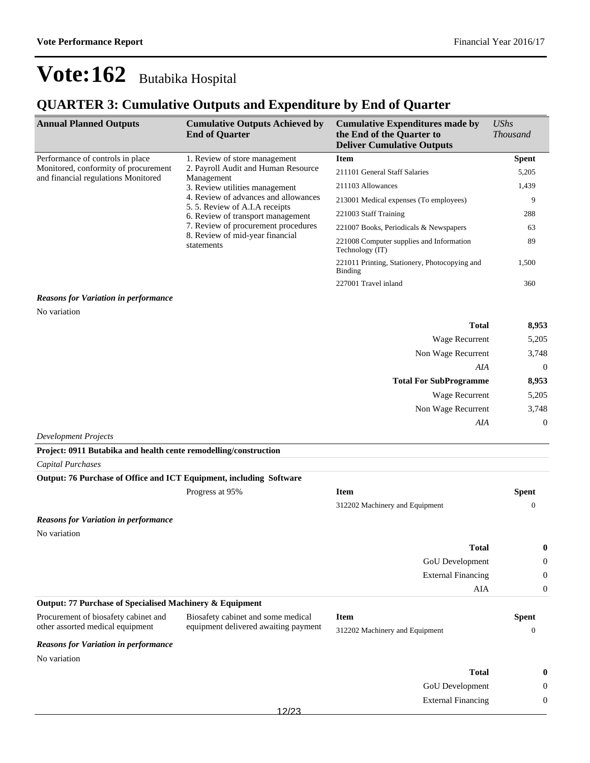# Vote:162 Butabika Hospital

## QUARTER 3: Cumulative Outputs and Expenditure by End of Quarter

| Annual Planned Outputs | Cumulative Outputs Achieved by End of Quarter | Cumulative Expenditures made by the End of the Quarter to Deliver Cumulative Outputs | *UShs Thousand* |
|---|---|---|---|
| Performance of controls in place Monitored, conformity of procurement and financial regulations Monitored | 1. Review of store management<br>2. Payroll Audit and Human Resource Management<br>3. Review utilities management<br>4. Review of advances and allowances<br>5. 5. Review of A.I.A receipts<br>6. Review of transport management<br>7. Review of procurement procedures<br>8. Review of mid-year financial statements | **Item** | **Spent** |
| | | 211101 General Staff Salaries | 5,205 |
| | | 211103 Allowances | 1,439 |
| | | 213001 Medical expenses (To employees) | 9 |
| | | 221003 Staff Training | 288 |
| | | 221007 Books, Periodicals & Newspapers | 63 |
| | | 221008 Computer supplies and Information Technology (IT) | 89 |
| | | 221011 Printing, Stationery, Photocopying and Binding | 1,500 |
| | | 227001 Travel inland | 360 |

***Reasons for Variation in performance***

No variation

| | |
|---|---|
| **Total** | **8,953** |
| Wage Recurrent | 5,205 |
| Non Wage Recurrent | 3,748 |
| *AIA* | 0 |
| **Total For SubProgramme** | **8,953** |
| Wage Recurrent | 5,205 |
| Non Wage Recurrent | 3,748 |
| *AIA* | 0 |

*Development Projects*

**Project: 0911 Butabika and health cente remodelling/construction**

*Capital Purchases*

**Output: 76 Purchase of Office and ICT Equipment, including Software**

| Annual Planned Outputs | Cumulative Outputs Achieved by End of Quarter | Item | Spent |
|---|---|---|---|
| | Progress at 95% | 312202 Machinery and Equipment | 0 |

***Reasons for Variation in performance***

No variation

| | |
|---|---|
| **Total** | **0** |
| GoU Development | 0 |
| External Financing | 0 |
| AIA | 0 |

**Output: 77 Purchase of Specialised Machinery & Equipment**

| Annual Planned Outputs | Cumulative Outputs Achieved by End of Quarter | Item | Spent |
|---|---|---|---|
| Procurement of biosafety cabinet and other assorted medical equipment | Biosafety cabinet and some medical equipment delivered awaiting payment | 312202 Machinery and Equipment | 0 |

***Reasons for Variation in performance***

No variation

| | |
|---|---|
| **Total** | **0** |
| GoU Development | 0 |
| External Financing | 0 |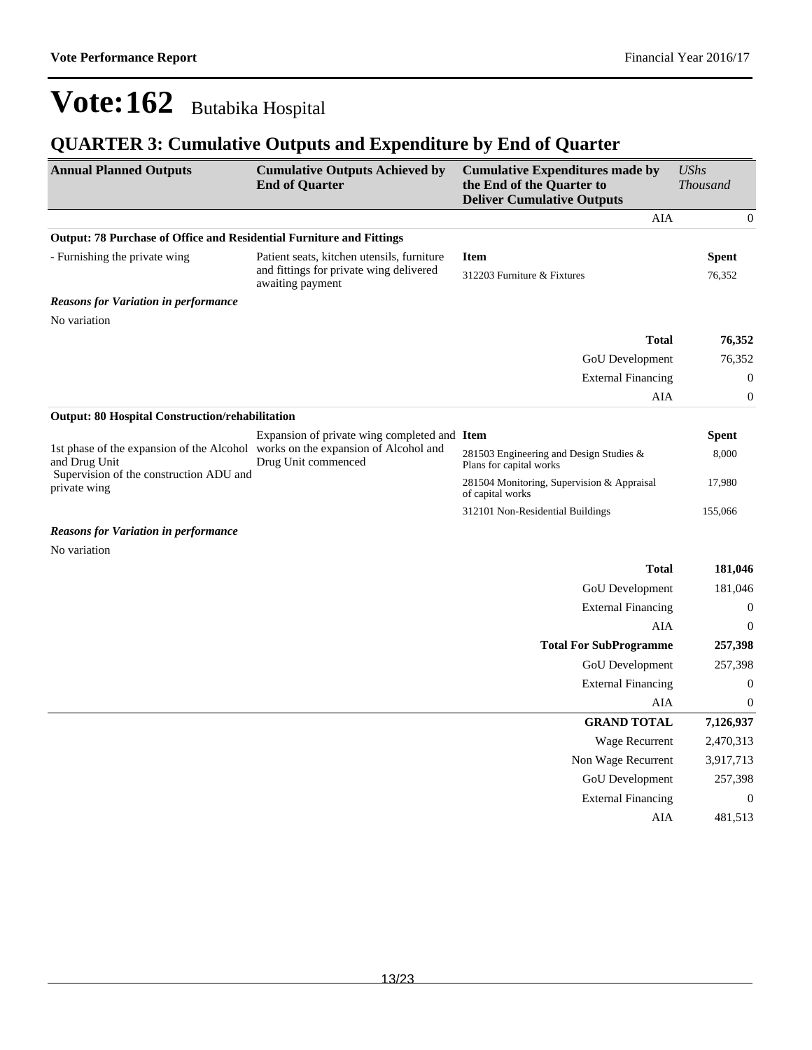# Vote:162 Butabika Hospital

## QUARTER 3: Cumulative Outputs and Expenditure by End of Quarter

| Annual Planned Outputs | Cumulative Outputs Achieved by End of Quarter | Cumulative Expenditures made by the End of the Quarter to Deliver Cumulative Outputs | *UShs Thousand* |
|---|---|---|---|
| | | AIA | 0 |
| **Output: 78 Purchase of Office and Residential Furniture and Fittings** | | | |
| - Furnishing the private wing | Patient seats, kitchen utensils, furniture and fittings for private wing delivered awaiting payment | **Item** | **Spent** |
| | | 312203 Furniture & Fixtures | 76,352 |
| ***Reasons for Variation in performance*** | | | |
| No variation | | | |
| | | **Total** | **76,352** |
| | | GoU Development | 76,352 |
| | | External Financing | 0 |
| | | AIA | 0 |
| **Output: 80 Hospital Construction/rehabilitation** | | | |
| 1st phase of the expansion of the Alcohol and Drug Unit<br>Supervision of the construction ADU and private wing | Expansion of private wing completed and works on the expansion of Alcohol and Drug Unit commenced | **Item** | **Spent** |
| | | 281503 Engineering and Design Studies & Plans for capital works | 8,000 |
| | | 281504 Monitoring, Supervision & Appraisal of capital works | 17,980 |
| | | 312101 Non-Residential Buildings | 155,066 |
| ***Reasons for Variation in performance*** | | | |
| No variation | | | |
| | | **Total** | **181,046** |
| | | GoU Development | 181,046 |
| | | External Financing | 0 |
| | | AIA | 0 |
| | | **Total For SubProgramme** | **257,398** |
| | | GoU Development | 257,398 |
| | | External Financing | 0 |
| | | AIA | 0 |
| | | **GRAND TOTAL** | **7,126,937** |
| | | Wage Recurrent | 2,470,313 |
| | | Non Wage Recurrent | 3,917,713 |
| | | GoU Development | 257,398 |
| | | External Financing | 0 |
| | | AIA | 481,513 |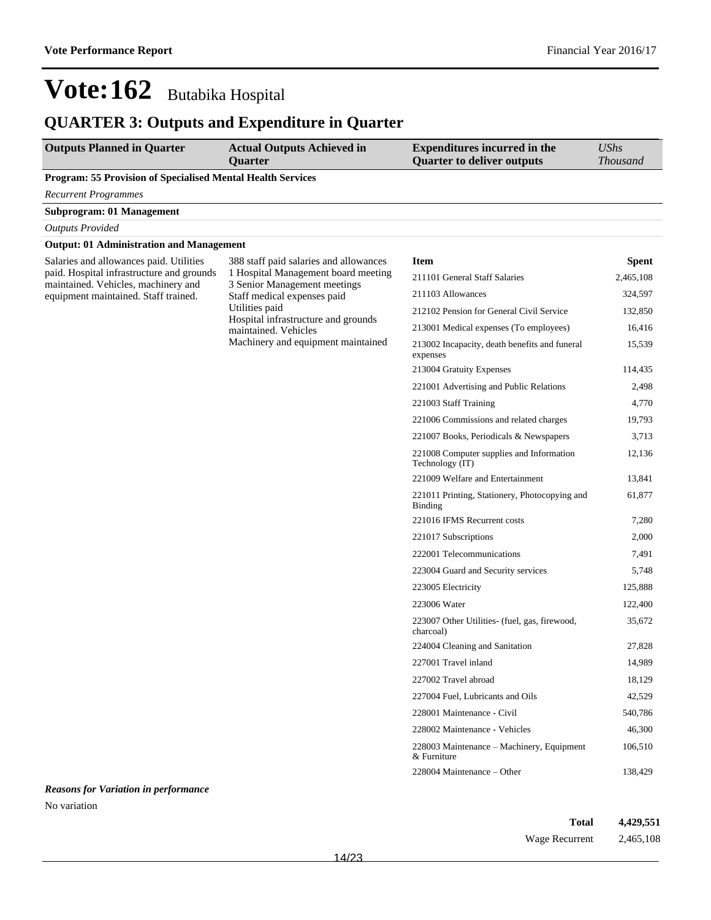# Vote:162 Butabika Hospital

## QUARTER 3: Outputs and Expenditure in Quarter

| Outputs Planned in Quarter | Actual Outputs Achieved in Quarter | Expenditures incurred in the Quarter to deliver outputs | *UShs Thousand* |
|---|---|---|---|

**Program: 55 Provision of Specialised Mental Health Services**

*Recurrent Programmes*

**Subprogram: 01 Management**

*Outputs Provided*

**Output: 01 Administration and Management**

| Outputs Planned in Quarter | Actual Outputs Achieved in Quarter | Item | Spent |
|---|---|---|---|
| Salaries and allowances paid. Utilities paid. Hospital infrastructure and grounds maintained. Vehicles, machinery and equipment maintained. Staff trained. | 388 staff paid salaries and allowances<br>1 Hospital Management board meeting<br>3 Senior Management meetings<br>Staff medical expenses paid<br>Utilities paid<br>Hospital infrastructure and grounds maintained. Vehicles<br>Machinery and equipment maintained | 211101 General Staff Salaries | 2,465,108 |
| | | 211103 Allowances | 324,597 |
| | | 212102 Pension for General Civil Service | 132,850 |
| | | 213001 Medical expenses (To employees) | 16,416 |
| | | 213002 Incapacity, death benefits and funeral expenses | 15,539 |
| | | 213004 Gratuity Expenses | 114,435 |
| | | 221001 Advertising and Public Relations | 2,498 |
| | | 221003 Staff Training | 4,770 |
| | | 221006 Commissions and related charges | 19,793 |
| | | 221007 Books, Periodicals & Newspapers | 3,713 |
| | | 221008 Computer supplies and Information Technology (IT) | 12,136 |
| | | 221009 Welfare and Entertainment | 13,841 |
| | | 221011 Printing, Stationery, Photocopying and Binding | 61,877 |
| | | 221016 IFMS Recurrent costs | 7,280 |
| | | 221017 Subscriptions | 2,000 |
| | | 222001 Telecommunications | 7,491 |
| | | 223004 Guard and Security services | 5,748 |
| | | 223005 Electricity | 125,888 |
| | | 223006 Water | 122,400 |
| | | 223007 Other Utilities- (fuel, gas, firewood, charcoal) | 35,672 |
| | | 224004 Cleaning and Sanitation | 27,828 |
| | | 227001 Travel inland | 14,989 |
| | | 227002 Travel abroad | 18,129 |
| | | 227004 Fuel, Lubricants and Oils | 42,529 |
| | | 228001 Maintenance - Civil | 540,786 |
| | | 228002 Maintenance - Vehicles | 46,300 |
| | | 228003 Maintenance – Machinery, Equipment & Furniture | 106,510 |
| | | 228004 Maintenance – Other | 138,429 |

***Reasons for Variation in performance***

No variation

| | |
|---|---|
| **Total** | **4,429,551** |
| Wage Recurrent | 2,465,108 |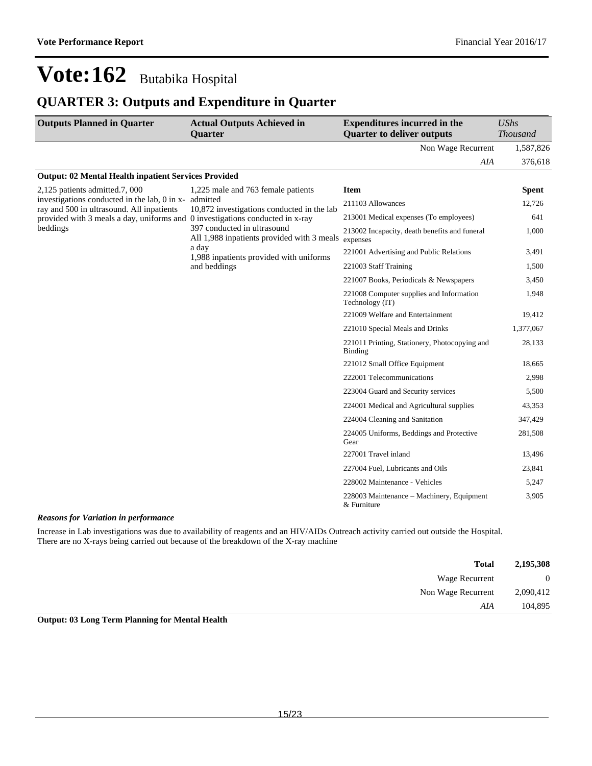# Vote:162 Butabika Hospital

## QUARTER 3: Outputs and Expenditure in Quarter

| Outputs Planned in Quarter | Actual Outputs Achieved in Quarter | Expenditures incurred in the Quarter to deliver outputs | UShs Thousand |
|---|---|---|---|
| | | Non Wage Recurrent | 1,587,826 |
| | | *AIA* | 376,618 |

**Output: 02 Mental Health inpatient Services Provided**

| Outputs Planned in Quarter | Actual Outputs Achieved in Quarter | Item | Spent |
|---|---|---|---|
| 2,125 patients admitted.7, 000 investigations conducted in the lab, 0 in x-ray and 500 in ultrasound. All inpatients provided with 3 meals a day, uniforms and beddings | 1,225 male and 763 female patients admitted<br>10,872 investigations conducted in the lab<br>0 investigations conducted in x-ray<br>397 conducted in ultrasound<br>All 1,988 inpatients provided with 3 meals a day<br>1,988 inpatients provided with uniforms and beddings | 211103 Allowances | 12,726 |
| | | 213001 Medical expenses (To employees) | 641 |
| | | 213002 Incapacity, death benefits and funeral expenses | 1,000 |
| | | 221001 Advertising and Public Relations | 3,491 |
| | | 221003 Staff Training | 1,500 |
| | | 221007 Books, Periodicals & Newspapers | 3,450 |
| | | 221008 Computer supplies and Information Technology (IT) | 1,948 |
| | | 221009 Welfare and Entertainment | 19,412 |
| | | 221010 Special Meals and Drinks | 1,377,067 |
| | | 221011 Printing, Stationery, Photocopying and Binding | 28,133 |
| | | 221012 Small Office Equipment | 18,665 |
| | | 222001 Telecommunications | 2,998 |
| | | 223004 Guard and Security services | 5,500 |
| | | 224001 Medical and Agricultural supplies | 43,353 |
| | | 224004 Cleaning and Sanitation | 347,429 |
| | | 224005 Uniforms, Beddings and Protective Gear | 281,508 |
| | | 227001 Travel inland | 13,496 |
| | | 227004 Fuel, Lubricants and Oils | 23,841 |
| | | 228002 Maintenance - Vehicles | 5,247 |
| | | 228003 Maintenance – Machinery, Equipment & Furniture | 3,905 |

***Reasons for Variation in performance***

Increase in Lab investigations was due to availability of reagents and an HIV/AIDs Outreach activity carried out outside the Hospital.
There are no X-rays being carried out because of the breakdown of the X-ray machine

| | |
|---|---|
| **Total** | **2,195,308** |
| Wage Recurrent | 0 |
| Non Wage Recurrent | 2,090,412 |
| *AIA* | 104,895 |

**Output: 03 Long Term Planning for Mental Health**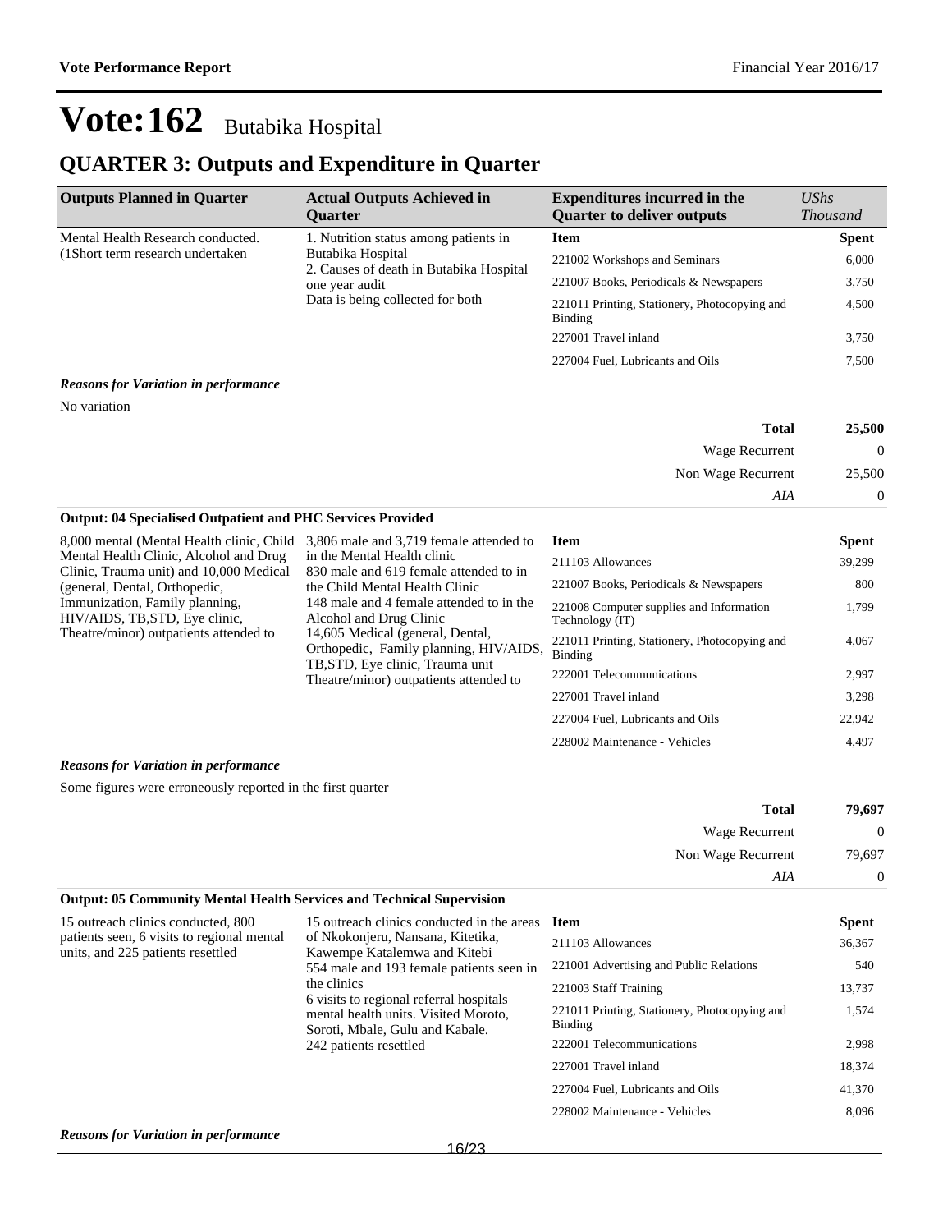# Vote:162 Butabika Hospital

## QUARTER 3: Outputs and Expenditure in Quarter

| Outputs Planned in Quarter | Actual Outputs Achieved in Quarter | Expenditures incurred in the Quarter to deliver outputs | *UShs Thousand* |
|---|---|---|---|
| Mental Health Research conducted. (1Short term research undertaken | 1. Nutrition status among patients in Butabika Hospital<br>2. Causes of death in Butabika Hospital one year audit<br>Data is being collected for both | **Item** | **Spent** |
| | | 221002 Workshops and Seminars | 6,000 |
| | | 221007 Books, Periodicals & Newspapers | 3,750 |
| | | 221011 Printing, Stationery, Photocopying and Binding | 4,500 |
| | | 227001 Travel inland | 3,750 |
| | | 227004 Fuel, Lubricants and Oils | 7,500 |

***Reasons for Variation in performance***

No variation

| | |
|---|---|
| **Total** | **25,500** |
| Wage Recurrent | 0 |
| Non Wage Recurrent | 25,500 |
| *AIA* | 0 |

**Output: 04 Specialised Outpatient and PHC Services Provided**

| Outputs Planned in Quarter | Actual Outputs Achieved in Quarter | Item | Spent |
|---|---|---|---|
| 8,000 mental (Mental Health clinic, Child Mental Health Clinic, Alcohol and Drug Clinic, Trauma unit) and 10,000 Medical (general, Dental, Orthopedic, Immunization, Family planning, HIV/AIDS, TB,STD, Eye clinic, Theatre/minor) outpatients attended to | 3,806 male and 3,719 female attended to in the Mental Health clinic<br>830 male and 619 female attended to in the Child Mental Health Clinic<br>148 male and 4 female attended to in the Alcohol and Drug Clinic<br>14,605 Medical (general, Dental, Orthopedic, Family planning, HIV/AIDS, TB,STD, Eye clinic, Trauma unit Theatre/minor) outpatients attended to | 211103 Allowances | 39,299 |
| | | 221007 Books, Periodicals & Newspapers | 800 |
| | | 221008 Computer supplies and Information Technology (IT) | 1,799 |
| | | 221011 Printing, Stationery, Photocopying and Binding | 4,067 |
| | | 222001 Telecommunications | 2,997 |
| | | 227001 Travel inland | 3,298 |
| | | 227004 Fuel, Lubricants and Oils | 22,942 |
| | | 228002 Maintenance - Vehicles | 4,497 |

***Reasons for Variation in performance***

Some figures were erroneously reported in the first quarter

| | |
|---|---|
| **Total** | **79,697** |
| Wage Recurrent | 0 |
| Non Wage Recurrent | 79,697 |
| *AIA* | 0 |

**Output: 05 Community Mental Health Services and Technical Supervision**

| Outputs Planned in Quarter | Actual Outputs Achieved in Quarter | Item | Spent |
|---|---|---|---|
| 15 outreach clinics conducted, 800 patients seen, 6 visits to regional mental units, and 225 patients resettled | 15 outreach clinics conducted in the areas of Nkokonjeru, Nansana, Kitetika, Kawempe Katalemwa and Kitebi<br>554 male and 193 female patients seen in the clinics<br>6 visits to regional referral hospitals mental health units. Visited Moroto, Soroti, Mbale, Gulu and Kabale.<br>242 patients resettled | 211103 Allowances | 36,367 |
| | | 221001 Advertising and Public Relations | 540 |
| | | 221003 Staff Training | 13,737 |
| | | 221011 Printing, Stationery, Photocopying and Binding | 1,574 |
| | | 222001 Telecommunications | 2,998 |
| | | 227001 Travel inland | 18,374 |
| | | 227004 Fuel, Lubricants and Oils | 41,370 |
| | | 228002 Maintenance - Vehicles | 8,096 |

***Reasons for Variation in performance***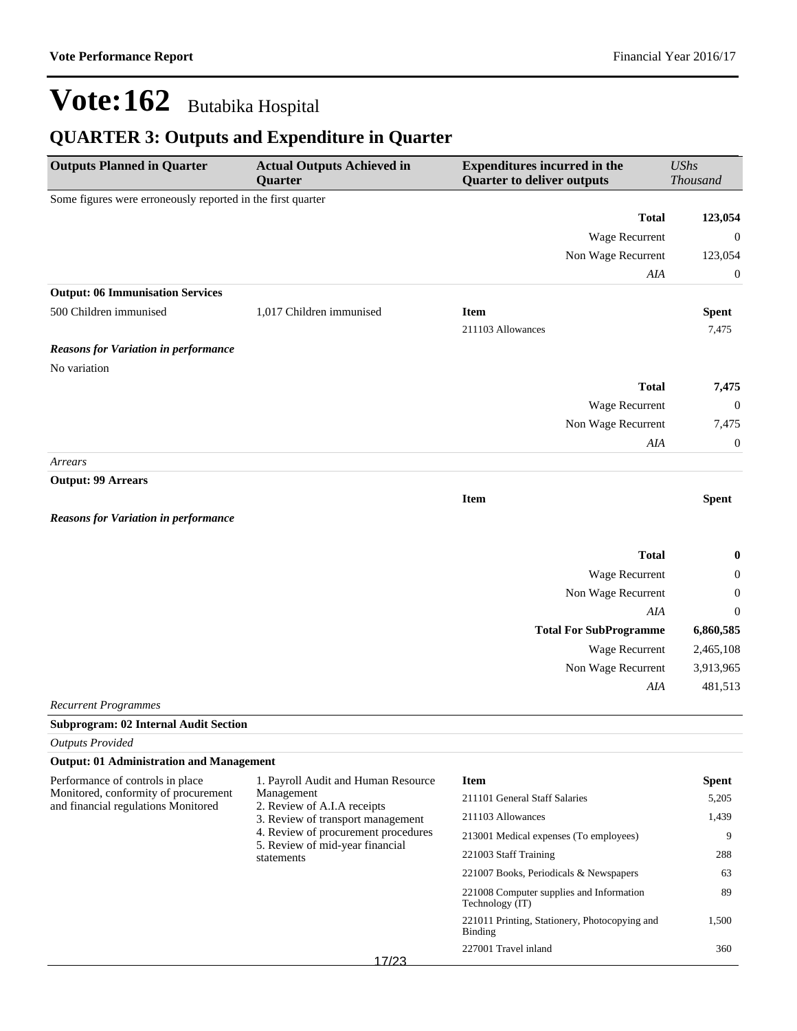# Vote:162 Butabika Hospital

## QUARTER 3: Outputs and Expenditure in Quarter

| Outputs Planned in Quarter | Actual Outputs Achieved in Quarter | Expenditures incurred in the Quarter to deliver outputs | UShs Thousand |
|---|---|---|---|
| Some figures were erroneously reported in the first quarter | | | |
| | | **Total** | **123,054** |
| | | Wage Recurrent | 0 |
| | | Non Wage Recurrent | 123,054 |
| | | *AIA* | 0 |
| **Output: 06 Immunisation Services** | | | |
| 500 Children immunised | 1,017 Children immunised | **Item** | **Spent** |
| | | 211103 Allowances | 7,475 |
| ***Reasons for Variation in performance*** | | | |
| No variation | | | |
| | | **Total** | **7,475** |
| | | Wage Recurrent | 0 |
| | | Non Wage Recurrent | 7,475 |
| | | *AIA* | 0 |
| *Arrears* | | | |
| **Output: 99 Arrears** | | | |
| | | **Item** | **Spent** |
| ***Reasons for Variation in performance*** | | | |
| | | **Total** | **0** |
| | | Wage Recurrent | 0 |
| | | Non Wage Recurrent | 0 |
| | | *AIA* | 0 |
| | | **Total For SubProgramme** | **6,860,585** |
| | | Wage Recurrent | 2,465,108 |
| | | Non Wage Recurrent | 3,913,965 |
| | | *AIA* | 481,513 |
| *Recurrent Programmes* | | | |
| **Subprogram: 02 Internal Audit Section** | | | |
| *Outputs Provided* | | | |
| **Output: 01 Administration and Management** | | | |
| Performance of controls in place Monitored, conformity of procurement and financial regulations Monitored | 1. Payroll Audit and Human Resource Management<br>2. Review of A.I.A receipts<br>3. Review of transport management<br>4. Review of procurement procedures<br>5. Review of mid-year financial statements | **Item** | **Spent** |
| | | 211101 General Staff Salaries | 5,205 |
| | | 211103 Allowances | 1,439 |
| | | 213001 Medical expenses (To employees) | 9 |
| | | 221003 Staff Training | 288 |
| | | 221007 Books, Periodicals & Newspapers | 63 |
| | | 221008 Computer supplies and Information Technology (IT) | 89 |
| | | 221011 Printing, Stationery, Photocopying and Binding | 1,500 |
| | | 227001 Travel inland | 360 |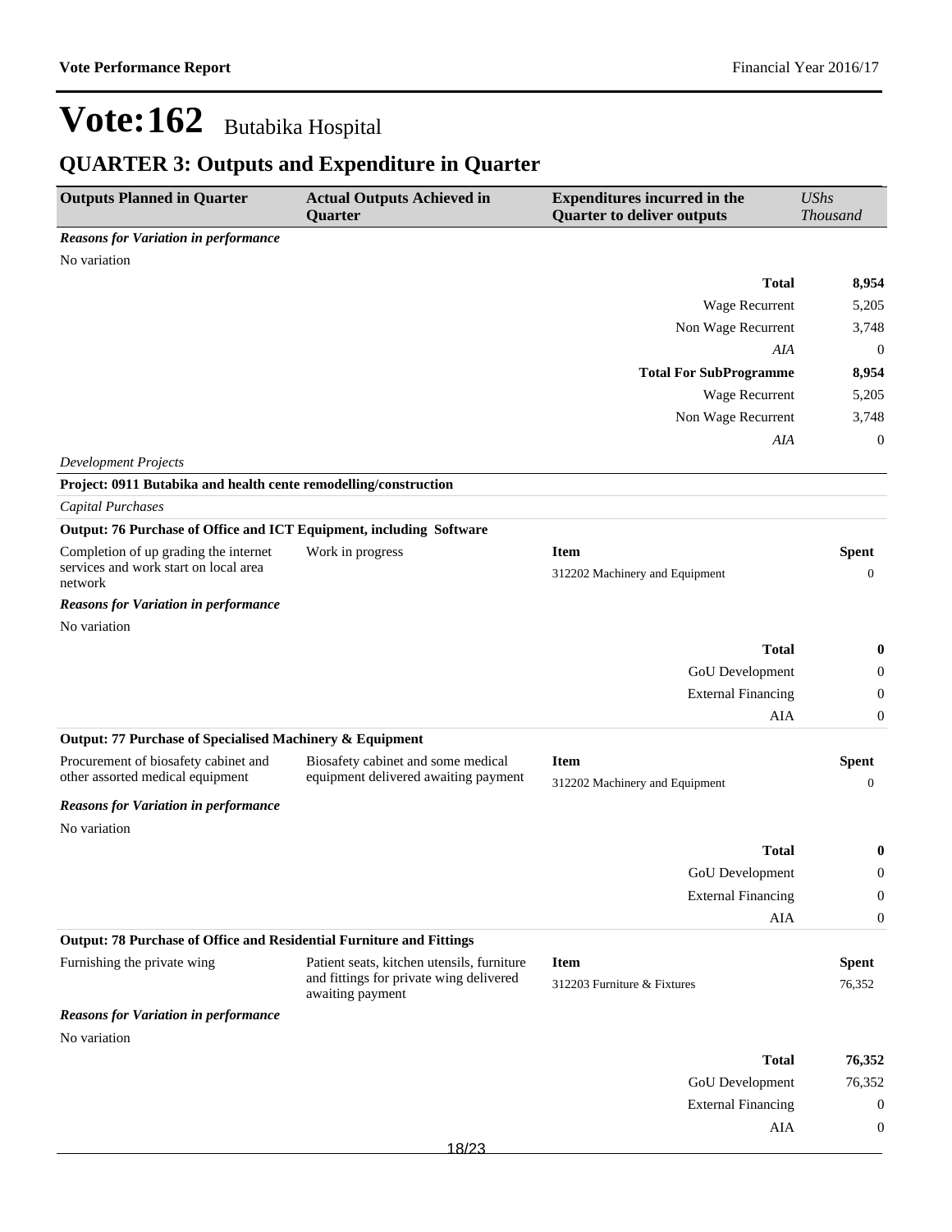# Vote:162 Butabika Hospital

## QUARTER 3: Outputs and Expenditure in Quarter

| Outputs Planned in Quarter | Actual Outputs Achieved in Quarter | Expenditures incurred in the Quarter to deliver outputs | *UShs Thousand* |
|---|---|---|---|

***Reasons for Variation in performance***

No variation

| | |
|---|---|
| **Total** | **8,954** |
| Wage Recurrent | 5,205 |
| Non Wage Recurrent | 3,748 |
| *AIA* | 0 |
| **Total For SubProgramme** | **8,954** |
| Wage Recurrent | 5,205 |
| Non Wage Recurrent | 3,748 |
| *AIA* | 0 |

*Development Projects*

**Project: 0911 Butabika and health cente remodelling/construction**

*Capital Purchases*

**Output: 76 Purchase of Office and ICT Equipment, including Software**

| Outputs Planned in Quarter | Actual Outputs Achieved in Quarter | Item | Spent |
|---|---|---|---|
| Completion of up grading the internet services and work start on local area network | Work in progress | 312202 Machinery and Equipment | 0 |

***Reasons for Variation in performance***

No variation

| | |
|---|---|
| **Total** | **0** |
| GoU Development | 0 |
| External Financing | 0 |
| AIA | 0 |

**Output: 77 Purchase of Specialised Machinery & Equipment**

| Outputs Planned in Quarter | Actual Outputs Achieved in Quarter | Item | Spent |
|---|---|---|---|
| Procurement of biosafety cabinet and other assorted medical equipment | Biosafety cabinet and some medical equipment delivered awaiting payment | 312202 Machinery and Equipment | 0 |

***Reasons for Variation in performance***

No variation

| | |
|---|---|
| **Total** | **0** |
| GoU Development | 0 |
| External Financing | 0 |
| AIA | 0 |

**Output: 78 Purchase of Office and Residential Furniture and Fittings**

| Outputs Planned in Quarter | Actual Outputs Achieved in Quarter | Item | Spent |
|---|---|---|---|
| Furnishing the private wing | Patient seats, kitchen utensils, furniture and fittings for private wing delivered awaiting payment | 312203 Furniture & Fixtures | 76,352 |

***Reasons for Variation in performance***

No variation

| | |
|---|---|
| **Total** | **76,352** |
| GoU Development | 76,352 |
| External Financing | 0 |
| AIA | 0 |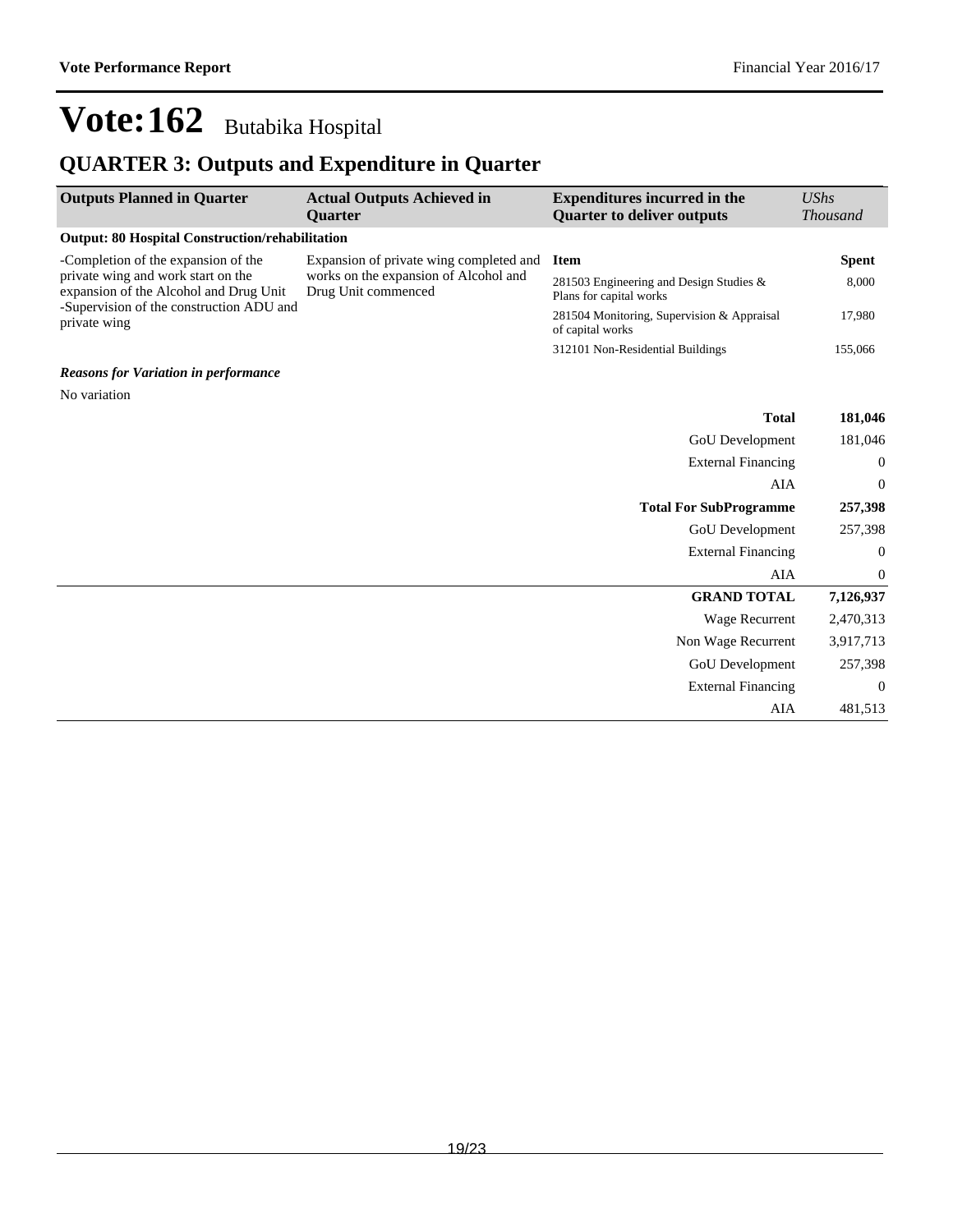# Vote:162 Butabika Hospital

## QUARTER 3: Outputs and Expenditure in Quarter

| Outputs Planned in Quarter | Actual Outputs Achieved in Quarter | Expenditures incurred in the Quarter to deliver outputs | *UShs Thousand* |
|---|---|---|---|
| **Output: 80 Hospital Construction/rehabilitation** | | | |
| -Completion of the expansion of the private wing and work start on the expansion of the Alcohol and Drug Unit<br>-Supervision of the construction ADU and private wing | Expansion of private wing completed and works on the expansion of Alcohol and Drug Unit commenced | **Item** | **Spent** |
| | | 281503 Engineering and Design Studies & Plans for capital works | 8,000 |
| | | 281504 Monitoring, Supervision & Appraisal of capital works | 17,980 |
| | | 312101 Non-Residential Buildings | 155,066 |

***Reasons for Variation in performance***

No variation

| | |
|---|---|
| **Total** | **181,046** |
| GoU Development | 181,046 |
| External Financing | 0 |
| AIA | 0 |
| **Total For SubProgramme** | **257,398** |
| GoU Development | 257,398 |
| External Financing | 0 |
| AIA | 0 |
| **GRAND TOTAL** | **7,126,937** |
| Wage Recurrent | 2,470,313 |
| Non Wage Recurrent | 3,917,713 |
| GoU Development | 257,398 |
| External Financing | 0 |
| AIA | 481,513 |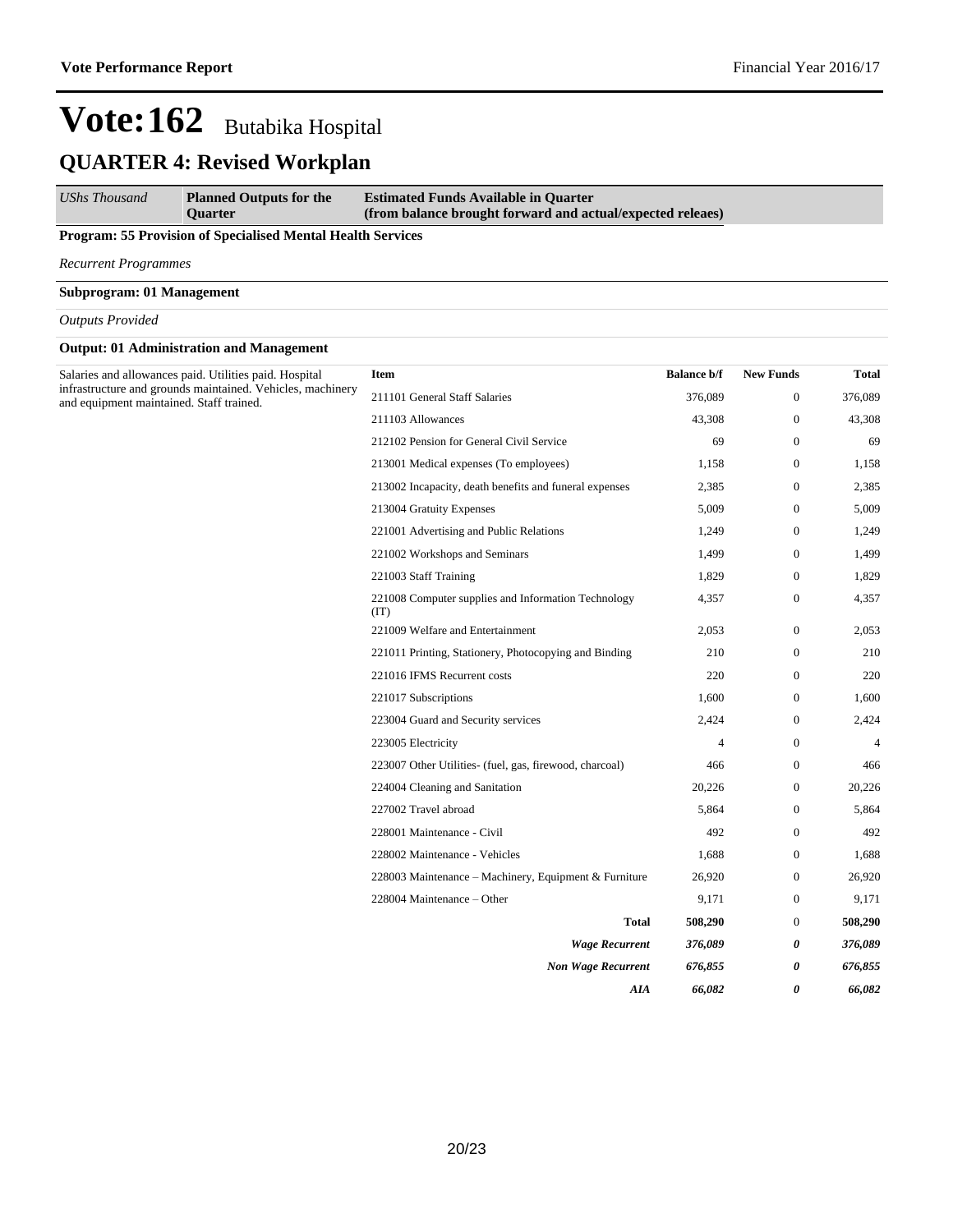# Vote:162 Butabika Hospital

## QUARTER 4: Revised Workplan

| *UShs Thousand* | **Planned Outputs for the Quarter** | **Estimated Funds Available in Quarter (from balance brought forward and actual/expected releaes)** | | | |
|---|---|---|---|---|---|

**Program: 55 Provision of Specialised Mental Health Services**

*Recurrent Programmes*

**Subprogram: 01 Management**

*Outputs Provided*

**Output: 01 Administration and Management**

Salaries and allowances paid. Utilities paid. Hospital infrastructure and grounds maintained. Vehicles, machinery and equipment maintained. Staff trained.

| Item | Balance b/f | New Funds | Total |
|---|---|---|---|
| 211101 General Staff Salaries | 376,089 | 0 | 376,089 |
| 211103 Allowances | 43,308 | 0 | 43,308 |
| 212102 Pension for General Civil Service | 69 | 0 | 69 |
| 213001 Medical expenses (To employees) | 1,158 | 0 | 1,158 |
| 213002 Incapacity, death benefits and funeral expenses | 2,385 | 0 | 2,385 |
| 213004 Gratuity Expenses | 5,009 | 0 | 5,009 |
| 221001 Advertising and Public Relations | 1,249 | 0 | 1,249 |
| 221002 Workshops and Seminars | 1,499 | 0 | 1,499 |
| 221003 Staff Training | 1,829 | 0 | 1,829 |
| 221008 Computer supplies and Information Technology (IT) | 4,357 | 0 | 4,357 |
| 221009 Welfare and Entertainment | 2,053 | 0 | 2,053 |
| 221011 Printing, Stationery, Photocopying and Binding | 210 | 0 | 210 |
| 221016 IFMS Recurrent costs | 220 | 0 | 220 |
| 221017 Subscriptions | 1,600 | 0 | 1,600 |
| 223004 Guard and Security services | 2,424 | 0 | 2,424 |
| 223005 Electricity | 4 | 0 | 4 |
| 223007 Other Utilities- (fuel, gas, firewood, charcoal) | 466 | 0 | 466 |
| 224004 Cleaning and Sanitation | 20,226 | 0 | 20,226 |
| 227002 Travel abroad | 5,864 | 0 | 5,864 |
| 228001 Maintenance - Civil | 492 | 0 | 492 |
| 228002 Maintenance - Vehicles | 1,688 | 0 | 1,688 |
| 228003 Maintenance – Machinery, Equipment & Furniture | 26,920 | 0 | 26,920 |
| 228004 Maintenance – Other | 9,171 | 0 | 9,171 |
| **Total** | **508,290** | 0 | **508,290** |
| ***Wage Recurrent*** | ***376,089*** | ***0*** | ***376,089*** |
| ***Non Wage Recurrent*** | ***676,855*** | ***0*** | ***676,855*** |
| ***AIA*** | ***66,082*** | ***0*** | ***66,082*** |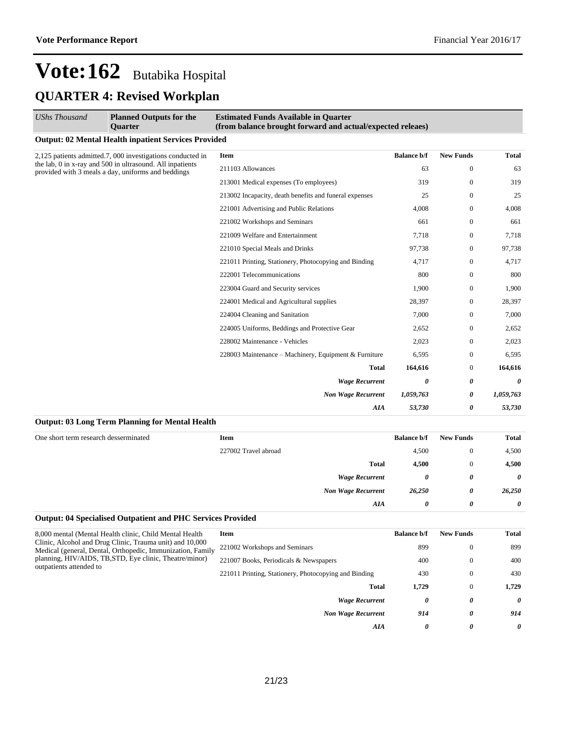# Vote:162 Butabika Hospital

## QUARTER 4: Revised Workplan

| *UShs Thousand* | **Planned Outputs for the Quarter** | **Estimated Funds Available in Quarter (from balance brought forward and actual/expected releaes)** | | | |
|---|---|---|---|---|---|

**Output: 02 Mental Health inpatient Services Provided**

| Planned Outputs for the Quarter | Item | Balance b/f | New Funds | Total |
|---|---|---|---|---|
| 2,125 patients admitted.7, 000 investigations conducted in the lab, 0 in x-ray and 500 in ultrasound. All inpatients provided with 3 meals a day, uniforms and beddings | 211103 Allowances | 63 | 0 | 63 |
| | 213001 Medical expenses (To employees) | 319 | 0 | 319 |
| | 213002 Incapacity, death benefits and funeral expenses | 25 | 0 | 25 |
| | 221001 Advertising and Public Relations | 4,008 | 0 | 4,008 |
| | 221002 Workshops and Seminars | 661 | 0 | 661 |
| | 221009 Welfare and Entertainment | 7,718 | 0 | 7,718 |
| | 221010 Special Meals and Drinks | 97,738 | 0 | 97,738 |
| | 221011 Printing, Stationery, Photocopying and Binding | 4,717 | 0 | 4,717 |
| | 222001 Telecommunications | 800 | 0 | 800 |
| | 223004 Guard and Security services | 1,900 | 0 | 1,900 |
| | 224001 Medical and Agricultural supplies | 28,397 | 0 | 28,397 |
| | 224004 Cleaning and Sanitation | 7,000 | 0 | 7,000 |
| | 224005 Uniforms, Beddings and Protective Gear | 2,652 | 0 | 2,652 |
| | 228002 Maintenance - Vehicles | 2,023 | 0 | 2,023 |
| | 228003 Maintenance – Machinery, Equipment & Furniture | 6,595 | 0 | 6,595 |
| | **Total** | **164,616** | 0 | **164,616** |
| | ***Wage Recurrent*** | ***0*** | ***0*** | ***0*** |
| | ***Non Wage Recurrent*** | ***1,059,763*** | ***0*** | ***1,059,763*** |
| | ***AIA*** | ***53,730*** | ***0*** | ***53,730*** |

**Output: 03 Long Term Planning for Mental Health**

| Planned Outputs for the Quarter | Item | Balance b/f | New Funds | Total |
|---|---|---|---|---|
| One short term research desserminated | 227002 Travel abroad | 4,500 | 0 | 4,500 |
| | **Total** | **4,500** | 0 | **4,500** |
| | ***Wage Recurrent*** | ***0*** | ***0*** | ***0*** |
| | ***Non Wage Recurrent*** | ***26,250*** | ***0*** | ***26,250*** |
| | ***AIA*** | ***0*** | ***0*** | ***0*** |

**Output: 04 Specialised Outpatient and PHC Services Provided**

| Planned Outputs for the Quarter | Item | Balance b/f | New Funds | Total |
|---|---|---|---|---|
| 8,000 mental (Mental Health clinic, Child Mental Health Clinic, Alcohol and Drug Clinic, Trauma unit) and 10,000 Medical (general, Dental, Orthopedic, Immunization, Family planning, HIV/AIDS, TB,STD, Eye clinic, Theatre/minor) outpatients attended to | 221002 Workshops and Seminars | 899 | 0 | 899 |
| | 221007 Books, Periodicals & Newspapers | 400 | 0 | 400 |
| | 221011 Printing, Stationery, Photocopying and Binding | 430 | 0 | 430 |
| | **Total** | **1,729** | 0 | **1,729** |
| | ***Wage Recurrent*** | ***0*** | ***0*** | ***0*** |
| | ***Non Wage Recurrent*** | ***914*** | ***0*** | ***914*** |
| | ***AIA*** | ***0*** | ***0*** | ***0*** |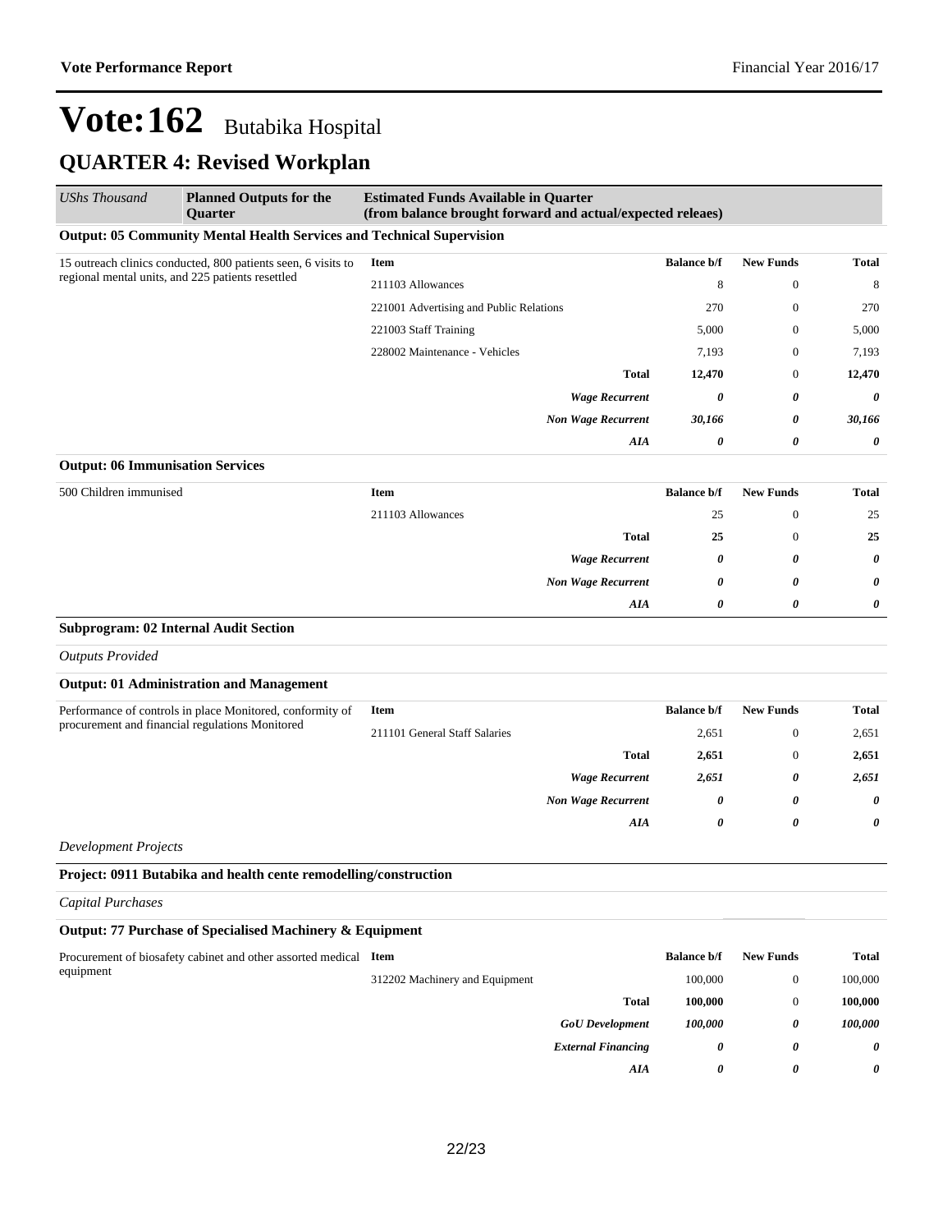# Vote:162 Butabika Hospital

## QUARTER 4: Revised Workplan

| *UShs Thousand* | **Planned Outputs for the Quarter** | **Estimated Funds Available in Quarter (from balance brought forward and actual/expected releaes)** | | | |
|---|---|---|---|---|---|

**Output: 05 Community Mental Health Services and Technical Supervision**

| Planned Outputs | Item | Balance b/f | New Funds | Total |
|---|---|---|---|---|
| 15 outreach clinics conducted, 800 patients seen, 6 visits to regional mental units, and 225 patients resettled | 211103 Allowances | 8 | 0 | 8 |
| | 221001 Advertising and Public Relations | 270 | 0 | 270 |
| | 221003 Staff Training | 5,000 | 0 | 5,000 |
| | 228002 Maintenance - Vehicles | 7,193 | 0 | 7,193 |
| | **Total** | **12,470** | 0 | **12,470** |
| | ***Wage Recurrent*** | ***0*** | ***0*** | ***0*** |
| | ***Non Wage Recurrent*** | ***30,166*** | ***0*** | ***30,166*** |
| | ***AIA*** | ***0*** | ***0*** | ***0*** |

**Output: 06 Immunisation Services**

| Planned Outputs | Item | Balance b/f | New Funds | Total |
|---|---|---|---|---|
| 500 Children immunised | 211103 Allowances | 25 | 0 | 25 |
| | **Total** | **25** | 0 | **25** |
| | ***Wage Recurrent*** | ***0*** | ***0*** | ***0*** |
| | ***Non Wage Recurrent*** | ***0*** | ***0*** | ***0*** |
| | ***AIA*** | ***0*** | ***0*** | ***0*** |

**Subprogram: 02 Internal Audit Section**

*Outputs Provided*

**Output: 01 Administration and Management**

| Planned Outputs | Item | Balance b/f | New Funds | Total |
|---|---|---|---|---|
| Performance of controls in place Monitored, conformity of procurement and financial regulations Monitored | 211101 General Staff Salaries | 2,651 | 0 | 2,651 |
| | **Total** | **2,651** | 0 | **2,651** |
| | ***Wage Recurrent*** | ***2,651*** | ***0*** | ***2,651*** |
| | ***Non Wage Recurrent*** | ***0*** | ***0*** | ***0*** |
| | ***AIA*** | ***0*** | ***0*** | ***0*** |

*Development Projects*

**Project: 0911 Butabika and health cente remodelling/construction**

*Capital Purchases*

**Output: 77 Purchase of Specialised Machinery & Equipment**

| Planned Outputs | Item | Balance b/f | New Funds | Total |
|---|---|---|---|---|
| Procurement of biosafety cabinet and other assorted medical equipment | 312202 Machinery and Equipment | 100,000 | 0 | 100,000 |
| | **Total** | **100,000** | 0 | **100,000** |
| | ***GoU Development*** | ***100,000*** | ***0*** | ***100,000*** |
| | ***External Financing*** | ***0*** | ***0*** | ***0*** |
| | ***AIA*** | ***0*** | ***0*** | ***0*** |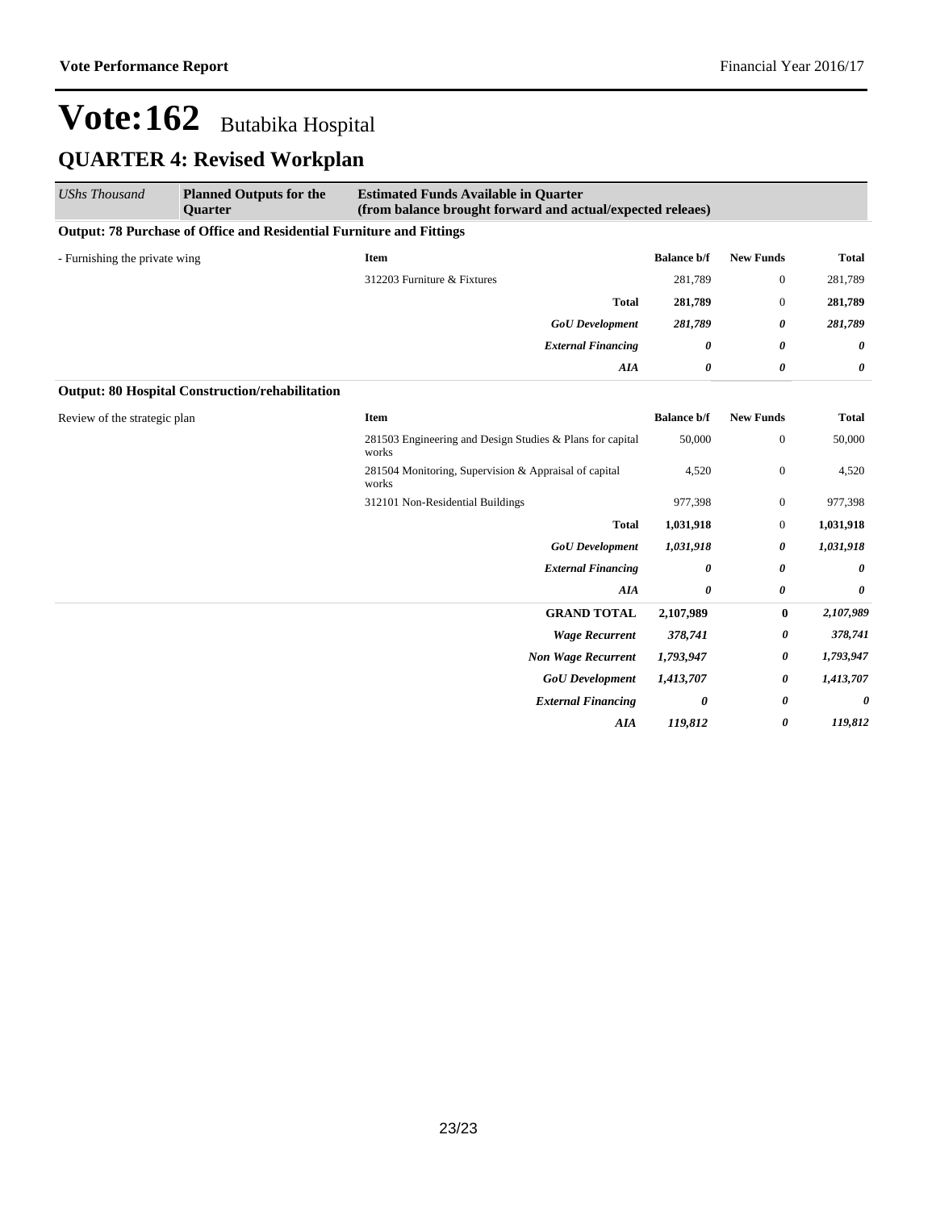# Vote:162 Butabika Hospital

## QUARTER 4: Revised Workplan

| *UShs Thousand* | **Planned Outputs for the Quarter** | **Estimated Funds Available in Quarter (from balance brought forward and actual/expected releaes)** | | | |
|---|---|---|---|---|---|
| **Output: 78 Purchase of Office and Residential Furniture and Fittings** | | | | | |
| - Furnishing the private wing | | **Item** | **Balance b/f** | **New Funds** | **Total** |
| | | 312203 Furniture & Fixtures | 281,789 | 0 | 281,789 |
| | | **Total** | **281,789** | 0 | **281,789** |
| | | ***GoU Development*** | ***281,789*** | ***0*** | ***281,789*** |
| | | ***External Financing*** | ***0*** | ***0*** | ***0*** |
| | | ***AIA*** | ***0*** | ***0*** | ***0*** |
| **Output: 80 Hospital Construction/rehabilitation** | | | | | |
| Review of the strategic plan | | **Item** | **Balance b/f** | **New Funds** | **Total** |
| | | 281503 Engineering and Design Studies & Plans for capital works | 50,000 | 0 | 50,000 |
| | | 281504 Monitoring, Supervision & Appraisal of capital works | 4,520 | 0 | 4,520 |
| | | 312101 Non-Residential Buildings | 977,398 | 0 | 977,398 |
| | | **Total** | **1,031,918** | 0 | **1,031,918** |
| | | ***GoU Development*** | ***1,031,918*** | ***0*** | ***1,031,918*** |
| | | ***External Financing*** | ***0*** | ***0*** | ***0*** |
| | | ***AIA*** | ***0*** | ***0*** | ***0*** |
| | | **GRAND TOTAL** | **2,107,989** | **0** | ***2,107,989*** |
| | | ***Wage Recurrent*** | ***378,741*** | ***0*** | ***378,741*** |
| | | ***Non Wage Recurrent*** | ***1,793,947*** | ***0*** | ***1,793,947*** |
| | | ***GoU Development*** | ***1,413,707*** | ***0*** | ***1,413,707*** |
| | | ***External Financing*** | ***0*** | ***0*** | ***0*** |
| | | ***AIA*** | ***119,812*** | ***0*** | ***119,812*** |